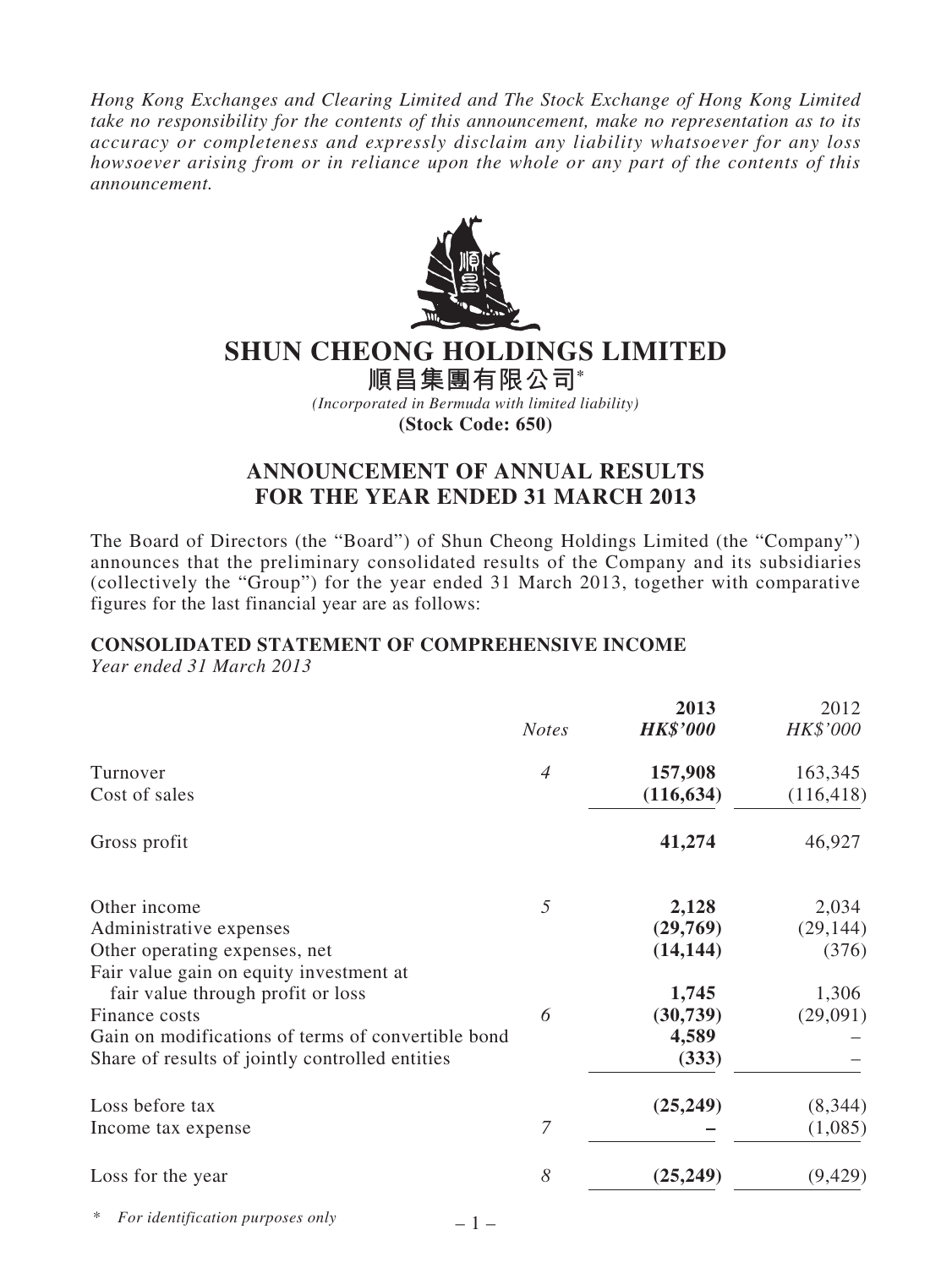*Hong Kong Exchanges and Clearing Limited and The Stock Exchange of Hong Kong Limited take no responsibility for the contents of this announcement, make no representation as to its accuracy or completeness and expressly disclaim any liability whatsoever for any loss howsoever arising from or in reliance upon the whole or any part of the contents of this announcement.*

# SHUN CHEONG HOLDINGS LIMITED

**順昌集團有限公司***

*(Incorporated in Bermuda with limited liability)*

**(Stock Code: 650)**

## ANNOUNCEMENT OF ANNUAL RESULTS FOR THE YEAR ENDED 31 MARCH 2013

The Board of Directors (the "Board") of Shun Cheong Holdings Limited (the "Company") announces that the preliminary consolidated results of the Company and its subsidiaries (collectively the "Group") for the year ended 31 March 2013, together with comparative figures for the last financial year are as follows:

### CONSOLIDATED STATEMENT OF COMPREHENSIVE INCOME

*Year ended 31 March 2013*

| | *Notes* | **2013** ***HK$'000*** | 2012 *HK$'000* |
|---|---|---|---|
| Turnover | *4* | **157,908** | 163,345 |
| Cost of sales | | **(116,634)** | (116,418) |
| Gross profit | | **41,274** | 46,927 |
| Other income | *5* | **2,128** | 2,034 |
| Administrative expenses | | **(29,769)** | (29,144) |
| Other operating expenses, net | | **(14,144)** | (376) |
| Fair value gain on equity investment at fair value through profit or loss | | **1,745** | 1,306 |
| Finance costs | *6* | **(30,739)** | (29,091) |
| Gain on modifications of terms of convertible bond | | **4,589** | – |
| Share of results of jointly controlled entities | | **(333)** | – |
| Loss before tax | | **(25,249)** | (8,344) |
| Income tax expense | *7* | **–** | (1,085) |
| Loss for the year | *8* | **(25,249)** | (9,429) |

\* *For identification purposes only*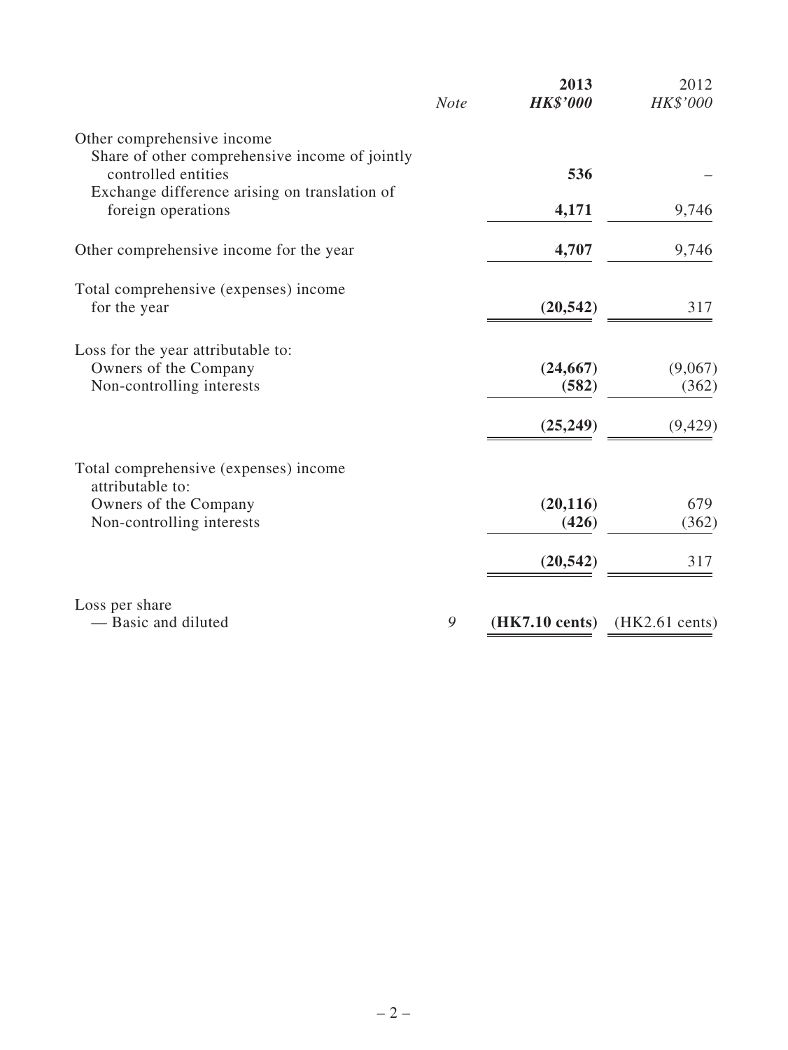| | Note | **2013** | 2012 |
|---|---|---|---|
| | | ***HK$'000*** | *HK$'000* |
| Other comprehensive income | | | |
| Share of other comprehensive income of jointly controlled entities | | **536** | – |
| Exchange difference arising on translation of foreign operations | | **4,171** | 9,746 |
| Other comprehensive income for the year | | **4,707** | 9,746 |
| Total comprehensive (expenses) income for the year | | **(20,542)** | 317 |
| Loss for the year attributable to: | | | |
| Owners of the Company | | **(24,667)** | (9,067) |
| Non-controlling interests | | **(582)** | (362) |
| | | **(25,249)** | (9,429) |
| Total comprehensive (expenses) income attributable to: | | | |
| Owners of the Company | | **(20,116)** | 679 |
| Non-controlling interests | | **(426)** | (362) |
| | | **(20,542)** | 317 |
| Loss per share | | | |
| — Basic and diluted | *9* | **(HK7.10 cents)** | (HK2.61 cents) |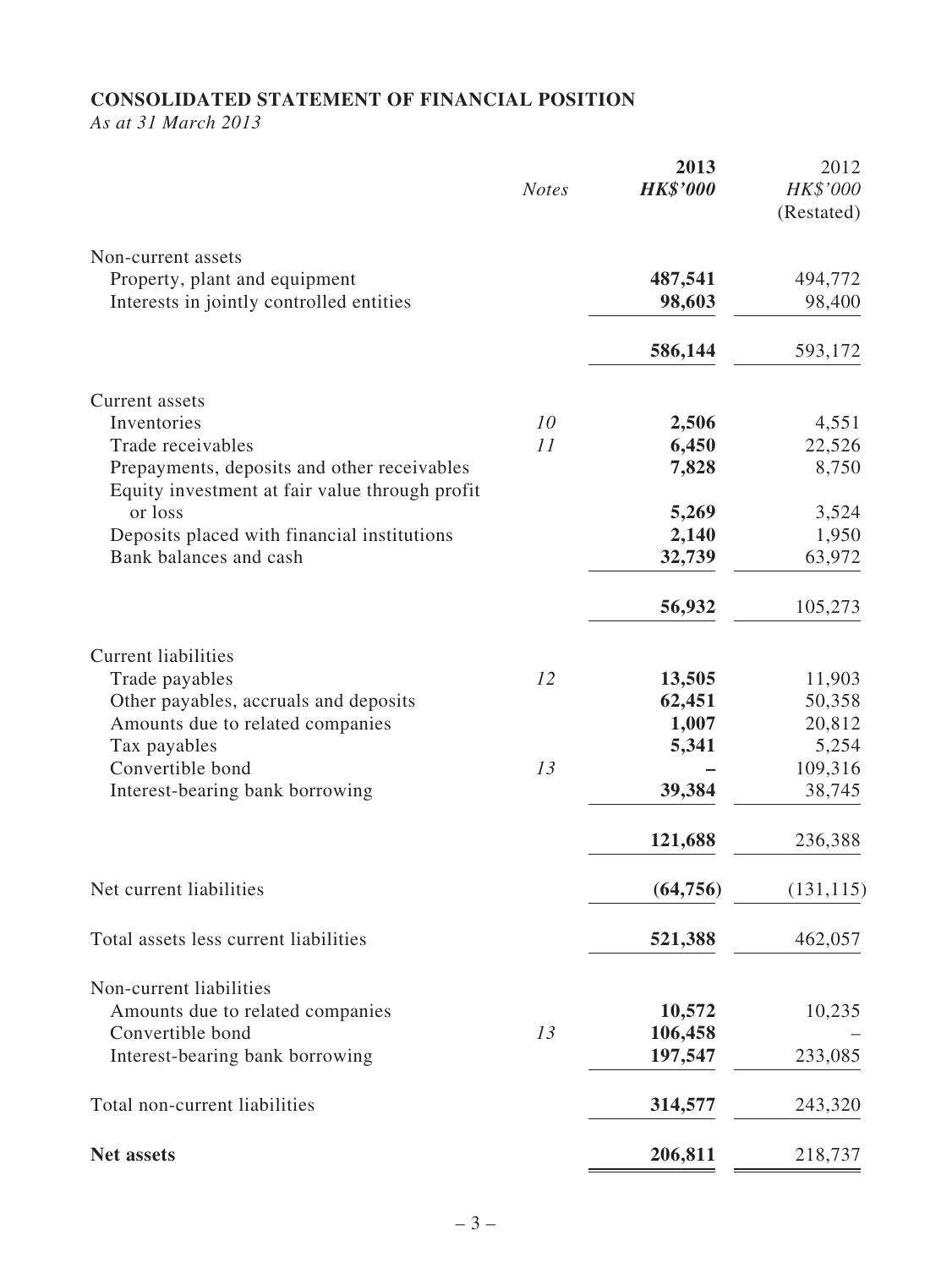## CONSOLIDATED STATEMENT OF FINANCIAL POSITION

*As at 31 March 2013*

| | *Notes* | **2013** | 2012 |
|---|---|---|---|
| | | ***HK$'000*** | *HK$'000* |
| | | | (Restated) |
| Non-current assets | | | |
| Property, plant and equipment | | **487,541** | 494,772 |
| Interests in jointly controlled entities | | **98,603** | 98,400 |
| | | **586,144** | 593,172 |
| Current assets | | | |
| Inventories | *10* | **2,506** | 4,551 |
| Trade receivables | *11* | **6,450** | 22,526 |
| Prepayments, deposits and other receivables | | **7,828** | 8,750 |
| Equity investment at fair value through profit or loss | | **5,269** | 3,524 |
| Deposits placed with financial institutions | | **2,140** | 1,950 |
| Bank balances and cash | | **32,739** | 63,972 |
| | | **56,932** | 105,273 |
| Current liabilities | | | |
| Trade payables | *12* | **13,505** | 11,903 |
| Other payables, accruals and deposits | | **62,451** | 50,358 |
| Amounts due to related companies | | **1,007** | 20,812 |
| Tax payables | | **5,341** | 5,254 |
| Convertible bond | *13* | **–** | 109,316 |
| Interest-bearing bank borrowing | | **39,384** | 38,745 |
| | | **121,688** | 236,388 |
| Net current liabilities | | **(64,756)** | (131,115) |
| Total assets less current liabilities | | **521,388** | 462,057 |
| Non-current liabilities | | | |
| Amounts due to related companies | | **10,572** | 10,235 |
| Convertible bond | *13* | **106,458** | – |
| Interest-bearing bank borrowing | | **197,547** | 233,085 |
| Total non-current liabilities | | **314,577** | 243,320 |
| **Net assets** | | **206,811** | 218,737 |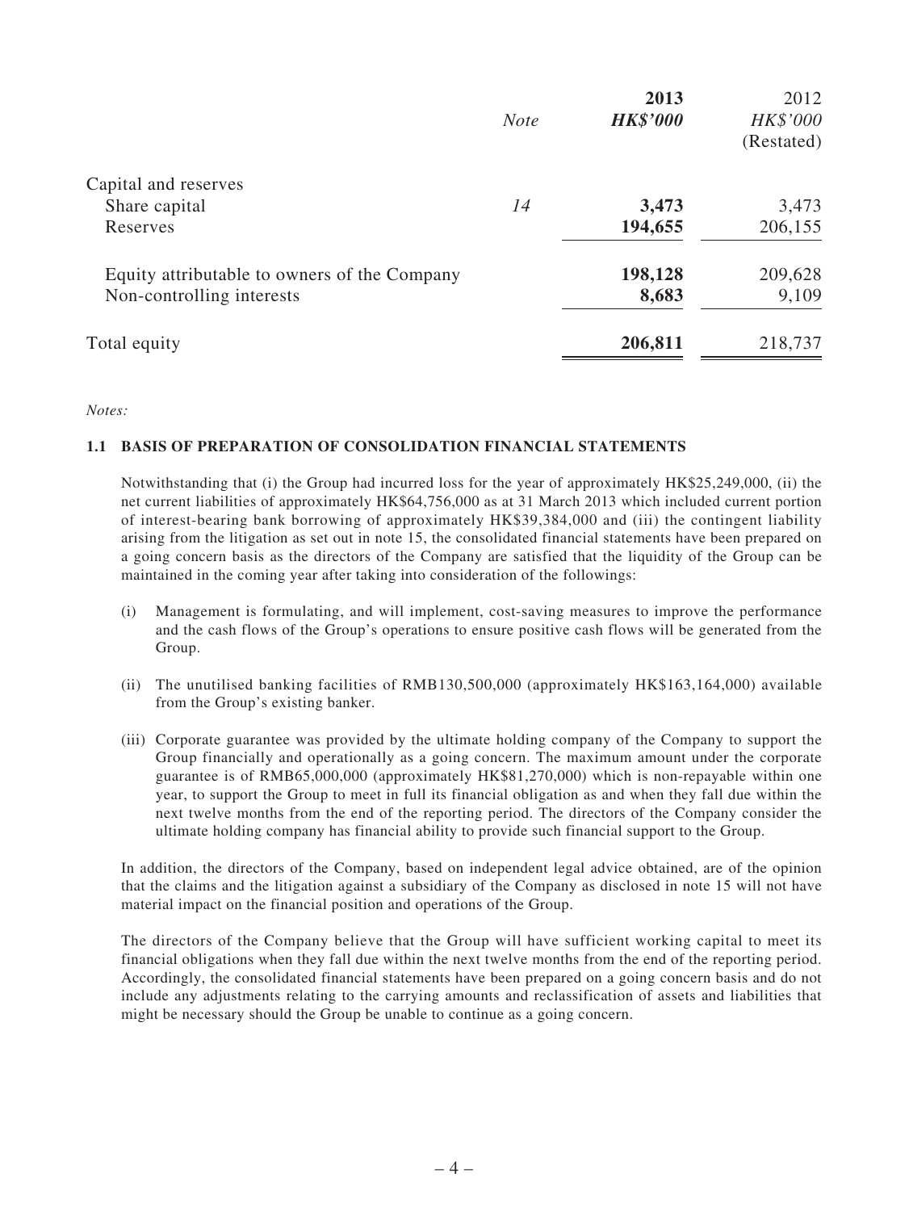| | *Note* | **2013** | 2012 |
|---|---|---|---|
| | | ***HK$'000*** | *HK$'000* |
| | | | (Restated) |
| Capital and reserves | | | |
| Share capital | *14* | **3,473** | 3,473 |
| Reserves | | **194,655** | 206,155 |
| Equity attributable to owners of the Company | | **198,128** | 209,628 |
| Non-controlling interests | | **8,683** | 9,109 |
| Total equity | | **206,811** | 218,737 |

*Notes:*

### 1.1 BASIS OF PREPARATION OF CONSOLIDATION FINANCIAL STATEMENTS

Notwithstanding that (i) the Group had incurred loss for the year of approximately HK$25,249,000, (ii) the net current liabilities of approximately HK$64,756,000 as at 31 March 2013 which included current portion of interest-bearing bank borrowing of approximately HK$39,384,000 and (iii) the contingent liability arising from the litigation as set out in note 15, the consolidated financial statements have been prepared on a going concern basis as the directors of the Company are satisfied that the liquidity of the Group can be maintained in the coming year after taking into consideration of the followings:

(i) Management is formulating, and will implement, cost-saving measures to improve the performance and the cash flows of the Group's operations to ensure positive cash flows will be generated from the Group.

(ii) The unutilised banking facilities of RMB130,500,000 (approximately HK$163,164,000) available from the Group's existing banker.

(iii) Corporate guarantee was provided by the ultimate holding company of the Company to support the Group financially and operationally as a going concern. The maximum amount under the corporate guarantee is of RMB65,000,000 (approximately HK$81,270,000) which is non-repayable within one year, to support the Group to meet in full its financial obligation as and when they fall due within the next twelve months from the end of the reporting period. The directors of the Company consider the ultimate holding company has financial ability to provide such financial support to the Group.

In addition, the directors of the Company, based on independent legal advice obtained, are of the opinion that the claims and the litigation against a subsidiary of the Company as disclosed in note 15 will not have material impact on the financial position and operations of the Group.

The directors of the Company believe that the Group will have sufficient working capital to meet its financial obligations when they fall due within the next twelve months from the end of the reporting period. Accordingly, the consolidated financial statements have been prepared on a going concern basis and do not include any adjustments relating to the carrying amounts and reclassification of assets and liabilities that might be necessary should the Group be unable to continue as a going concern.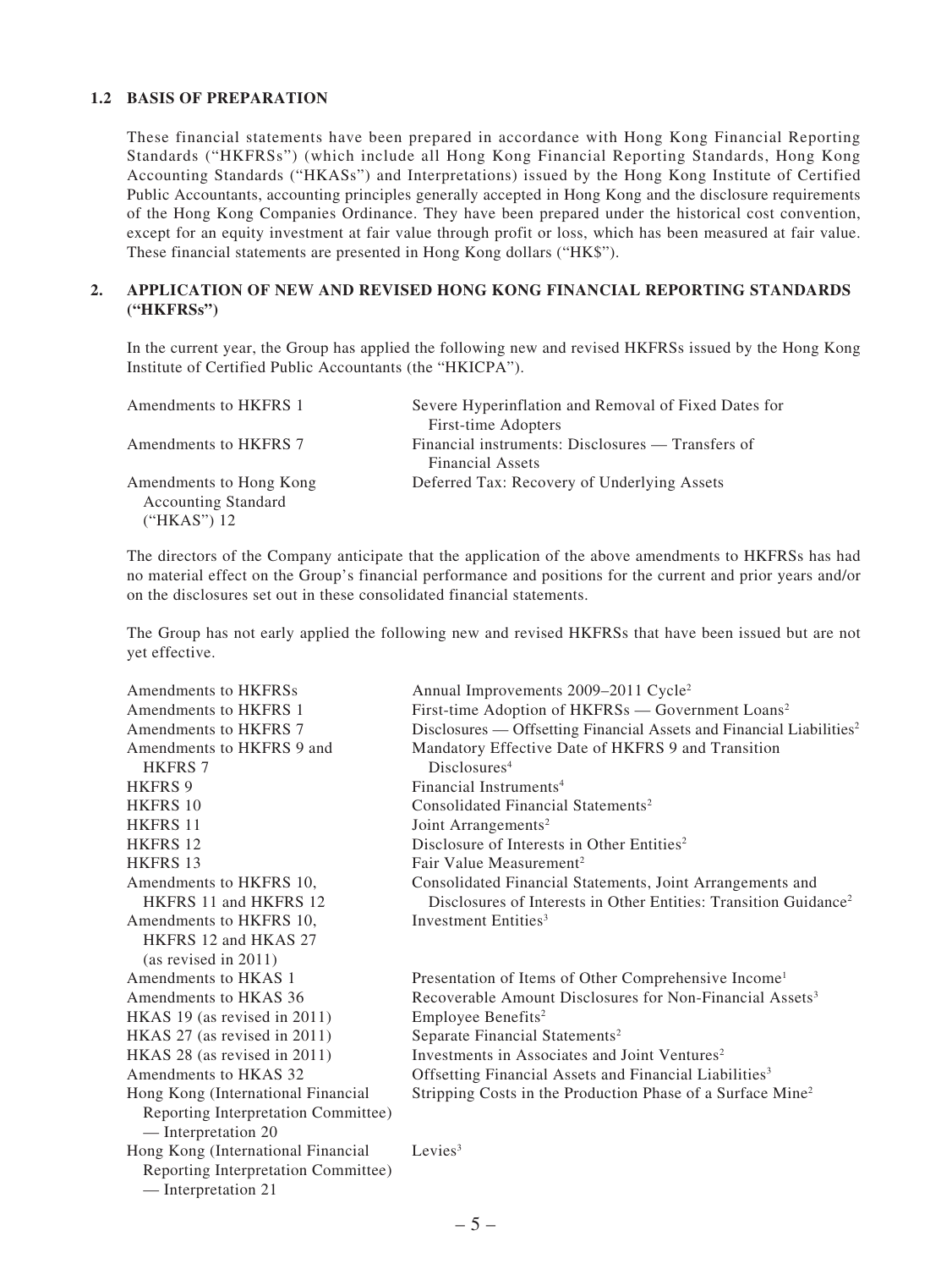### 1.2 BASIS OF PREPARATION

These financial statements have been prepared in accordance with Hong Kong Financial Reporting Standards ("HKFRSs") (which include all Hong Kong Financial Reporting Standards, Hong Kong Accounting Standards ("HKASs") and Interpretations) issued by the Hong Kong Institute of Certified Public Accountants, accounting principles generally accepted in Hong Kong and the disclosure requirements of the Hong Kong Companies Ordinance. They have been prepared under the historical cost convention, except for an equity investment at fair value through profit or loss, which has been measured at fair value. These financial statements are presented in Hong Kong dollars ("HK$").

## 2. APPLICATION OF NEW AND REVISED HONG KONG FINANCIAL REPORTING STANDARDS ("HKFRSs")

In the current year, the Group has applied the following new and revised HKFRSs issued by the Hong Kong Institute of Certified Public Accountants (the "HKICPA").

| | |
|---|---|
| Amendments to HKFRS 1 | Severe Hyperinflation and Removal of Fixed Dates for First-time Adopters |
| Amendments to HKFRS 7 | Financial instruments: Disclosures — Transfers of Financial Assets |
| Amendments to Hong Kong Accounting Standard ("HKAS") 12 | Deferred Tax: Recovery of Underlying Assets |

The directors of the Company anticipate that the application of the above amendments to HKFRSs has had no material effect on the Group's financial performance and positions for the current and prior years and/or on the disclosures set out in these consolidated financial statements.

The Group has not early applied the following new and revised HKFRSs that have been issued but are not yet effective.

| | |
|---|---|
| Amendments to HKFRSs | Annual Improvements 2009–2011 Cycle[2] |
| Amendments to HKFRS 1 | First-time Adoption of HKFRSs — Government Loans[2] |
| Amendments to HKFRS 7 | Disclosures — Offsetting Financial Assets and Financial Liabilities[2] |
| Amendments to HKFRS 9 and HKFRS 7 | Mandatory Effective Date of HKFRS 9 and Transition Disclosures[4] |
| HKFRS 9 | Financial Instruments[4] |
| HKFRS 10 | Consolidated Financial Statements[2] |
| HKFRS 11 | Joint Arrangements[2] |
| HKFRS 12 | Disclosure of Interests in Other Entities[2] |
| HKFRS 13 | Fair Value Measurement[2] |
| Amendments to HKFRS 10, HKFRS 11 and HKFRS 12 | Consolidated Financial Statements, Joint Arrangements and Disclosures of Interests in Other Entities: Transition Guidance[2] |
| Amendments to HKFRS 10, HKFRS 12 and HKAS 27 (as revised in 2011) | Investment Entities[3] |
| Amendments to HKAS 1 | Presentation of Items of Other Comprehensive Income[1] |
| Amendments to HKAS 36 | Recoverable Amount Disclosures for Non-Financial Assets[3] |
| HKAS 19 (as revised in 2011) | Employee Benefits[2] |
| HKAS 27 (as revised in 2011) | Separate Financial Statements[2] |
| HKAS 28 (as revised in 2011) | Investments in Associates and Joint Ventures[2] |
| Amendments to HKAS 32 | Offsetting Financial Assets and Financial Liabilities[3] |
| Hong Kong (International Financial Reporting Interpretation Committee) — Interpretation 20 | Stripping Costs in the Production Phase of a Surface Mine[2] |
| Hong Kong (International Financial Reporting Interpretation Committee) — Interpretation 21 | Levies[3] |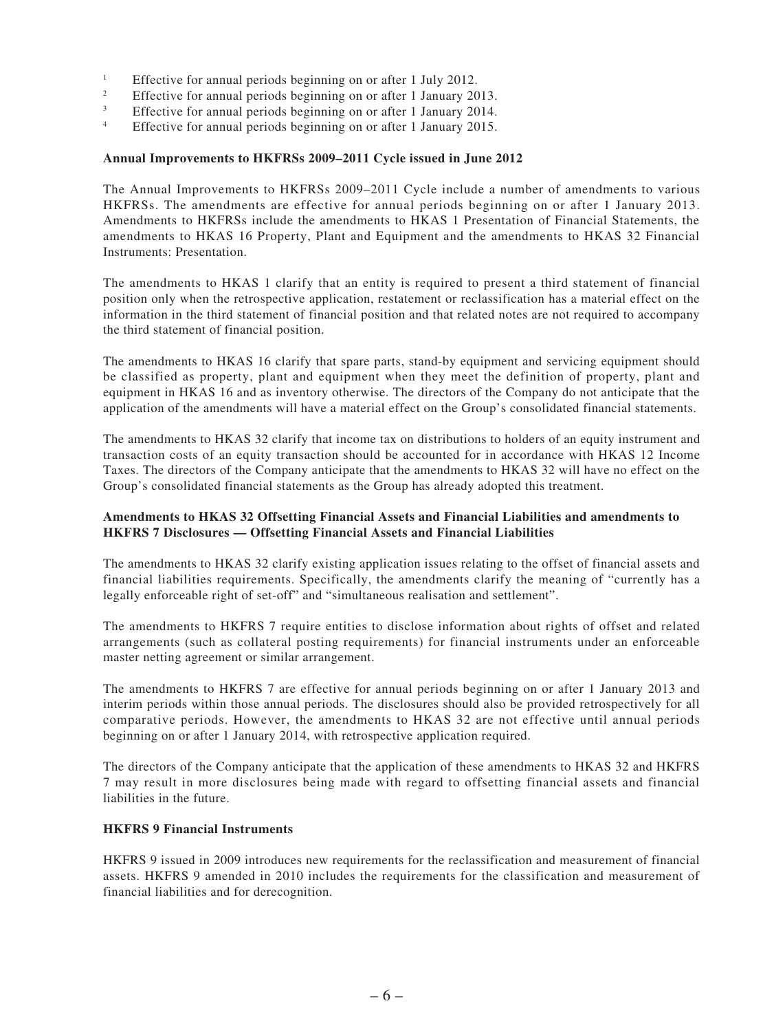[1] Effective for annual periods beginning on or after 1 July 2012.
[2] Effective for annual periods beginning on or after 1 January 2013.
[3] Effective for annual periods beginning on or after 1 January 2014.
[4] Effective for annual periods beginning on or after 1 January 2015.

**Annual Improvements to HKFRSs 2009–2011 Cycle issued in June 2012**

The Annual Improvements to HKFRSs 2009–2011 Cycle include a number of amendments to various HKFRSs. The amendments are effective for annual periods beginning on or after 1 January 2013. Amendments to HKFRSs include the amendments to HKAS 1 Presentation of Financial Statements, the amendments to HKAS 16 Property, Plant and Equipment and the amendments to HKAS 32 Financial Instruments: Presentation.

The amendments to HKAS 1 clarify that an entity is required to present a third statement of financial position only when the retrospective application, restatement or reclassification has a material effect on the information in the third statement of financial position and that related notes are not required to accompany the third statement of financial position.

The amendments to HKAS 16 clarify that spare parts, stand-by equipment and servicing equipment should be classified as property, plant and equipment when they meet the definition of property, plant and equipment in HKAS 16 and as inventory otherwise. The directors of the Company do not anticipate that the application of the amendments will have a material effect on the Group's consolidated financial statements.

The amendments to HKAS 32 clarify that income tax on distributions to holders of an equity instrument and transaction costs of an equity transaction should be accounted for in accordance with HKAS 12 Income Taxes. The directors of the Company anticipate that the amendments to HKAS 32 will have no effect on the Group's consolidated financial statements as the Group has already adopted this treatment.

**Amendments to HKAS 32 Offsetting Financial Assets and Financial Liabilities and amendments to HKFRS 7 Disclosures — Offsetting Financial Assets and Financial Liabilities**

The amendments to HKAS 32 clarify existing application issues relating to the offset of financial assets and financial liabilities requirements. Specifically, the amendments clarify the meaning of "currently has a legally enforceable right of set-off" and "simultaneous realisation and settlement".

The amendments to HKFRS 7 require entities to disclose information about rights of offset and related arrangements (such as collateral posting requirements) for financial instruments under an enforceable master netting agreement or similar arrangement.

The amendments to HKFRS 7 are effective for annual periods beginning on or after 1 January 2013 and interim periods within those annual periods. The disclosures should also be provided retrospectively for all comparative periods. However, the amendments to HKAS 32 are not effective until annual periods beginning on or after 1 January 2014, with retrospective application required.

The directors of the Company anticipate that the application of these amendments to HKAS 32 and HKFRS 7 may result in more disclosures being made with regard to offsetting financial assets and financial liabilities in the future.

**HKFRS 9 Financial Instruments**

HKFRS 9 issued in 2009 introduces new requirements for the reclassification and measurement of financial assets. HKFRS 9 amended in 2010 includes the requirements for the classification and measurement of financial liabilities and for derecognition.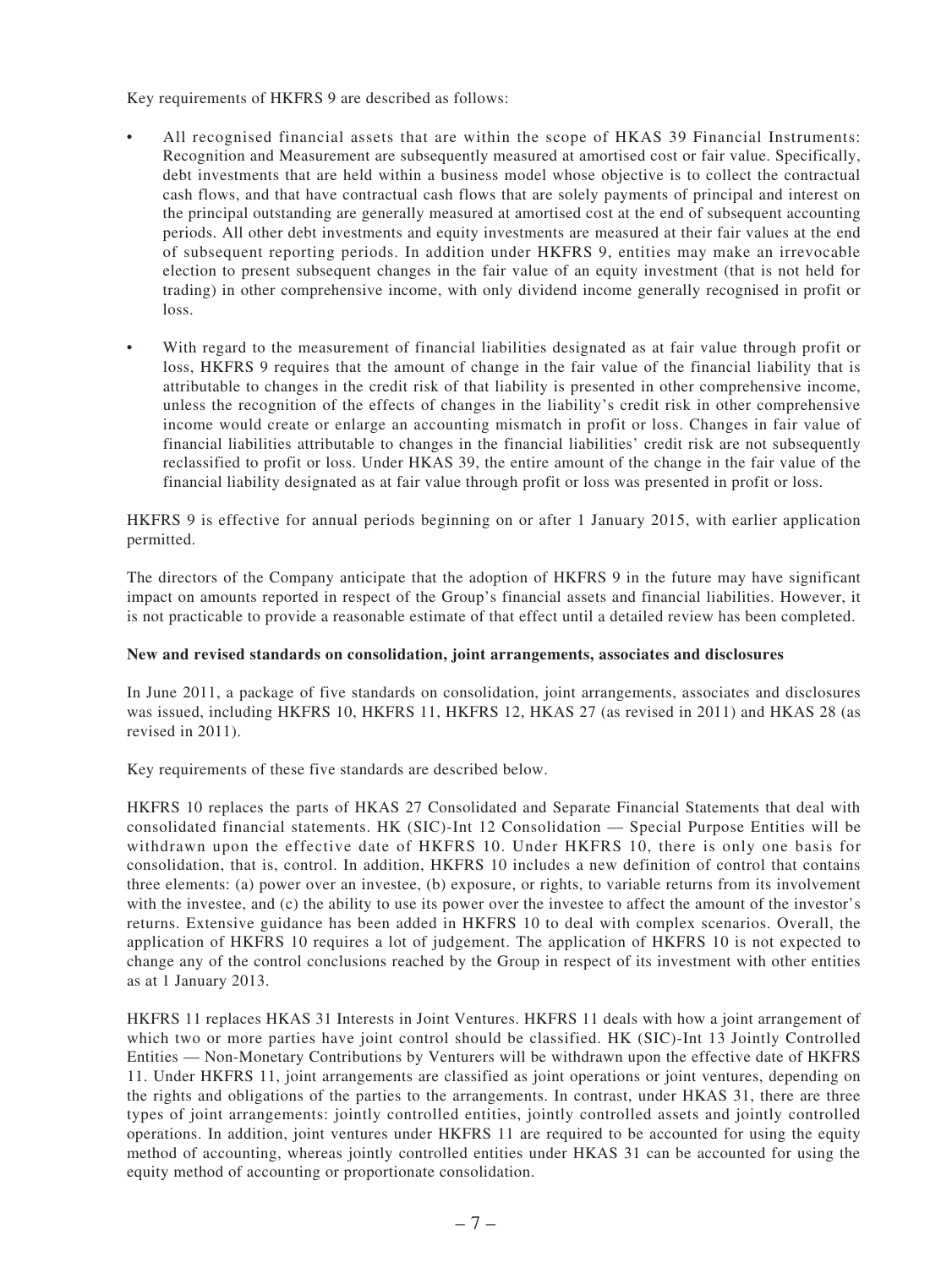Key requirements of HKFRS 9 are described as follows:

- All recognised financial assets that are within the scope of HKAS 39 Financial Instruments: Recognition and Measurement are subsequently measured at amortised cost or fair value. Specifically, debt investments that are held within a business model whose objective is to collect the contractual cash flows, and that have contractual cash flows that are solely payments of principal and interest on the principal outstanding are generally measured at amortised cost at the end of subsequent accounting periods. All other debt investments and equity investments are measured at their fair values at the end of subsequent reporting periods. In addition under HKFRS 9, entities may make an irrevocable election to present subsequent changes in the fair value of an equity investment (that is not held for trading) in other comprehensive income, with only dividend income generally recognised in profit or loss.

- With regard to the measurement of financial liabilities designated as at fair value through profit or loss, HKFRS 9 requires that the amount of change in the fair value of the financial liability that is attributable to changes in the credit risk of that liability is presented in other comprehensive income, unless the recognition of the effects of changes in the liability's credit risk in other comprehensive income would create or enlarge an accounting mismatch in profit or loss. Changes in fair value of financial liabilities attributable to changes in the financial liabilities' credit risk are not subsequently reclassified to profit or loss. Under HKAS 39, the entire amount of the change in the fair value of the financial liability designated as at fair value through profit or loss was presented in profit or loss.

HKFRS 9 is effective for annual periods beginning on or after 1 January 2015, with earlier application permitted.

The directors of the Company anticipate that the adoption of HKFRS 9 in the future may have significant impact on amounts reported in respect of the Group's financial assets and financial liabilities. However, it is not practicable to provide a reasonable estimate of that effect until a detailed review has been completed.

**New and revised standards on consolidation, joint arrangements, associates and disclosures**

In June 2011, a package of five standards on consolidation, joint arrangements, associates and disclosures was issued, including HKFRS 10, HKFRS 11, HKFRS 12, HKAS 27 (as revised in 2011) and HKAS 28 (as revised in 2011).

Key requirements of these five standards are described below.

HKFRS 10 replaces the parts of HKAS 27 Consolidated and Separate Financial Statements that deal with consolidated financial statements. HK (SIC)-Int 12 Consolidation — Special Purpose Entities will be withdrawn upon the effective date of HKFRS 10. Under HKFRS 10, there is only one basis for consolidation, that is, control. In addition, HKFRS 10 includes a new definition of control that contains three elements: (a) power over an investee, (b) exposure, or rights, to variable returns from its involvement with the investee, and (c) the ability to use its power over the investee to affect the amount of the investor's returns. Extensive guidance has been added in HKFRS 10 to deal with complex scenarios. Overall, the application of HKFRS 10 requires a lot of judgement. The application of HKFRS 10 is not expected to change any of the control conclusions reached by the Group in respect of its investment with other entities as at 1 January 2013.

HKFRS 11 replaces HKAS 31 Interests in Joint Ventures. HKFRS 11 deals with how a joint arrangement of which two or more parties have joint control should be classified. HK (SIC)-Int 13 Jointly Controlled Entities — Non-Monetary Contributions by Venturers will be withdrawn upon the effective date of HKFRS 11. Under HKFRS 11, joint arrangements are classified as joint operations or joint ventures, depending on the rights and obligations of the parties to the arrangements. In contrast, under HKAS 31, there are three types of joint arrangements: jointly controlled entities, jointly controlled assets and jointly controlled operations. In addition, joint ventures under HKFRS 11 are required to be accounted for using the equity method of accounting, whereas jointly controlled entities under HKAS 31 can be accounted for using the equity method of accounting or proportionate consolidation.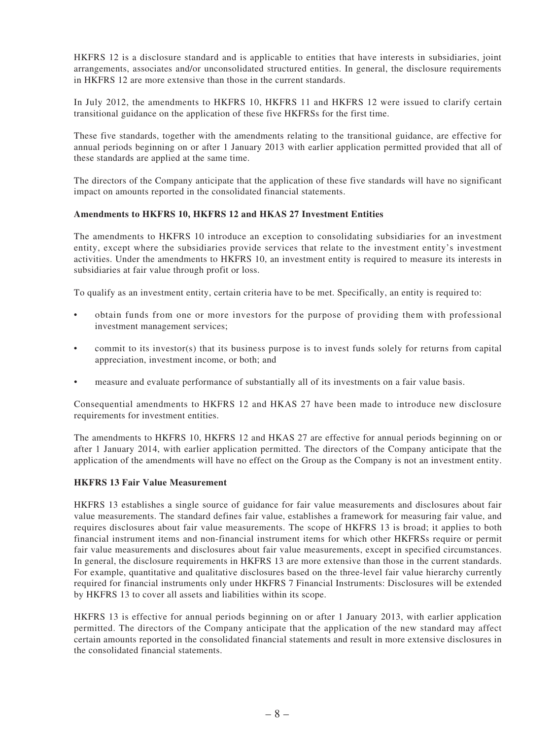HKFRS 12 is a disclosure standard and is applicable to entities that have interests in subsidiaries, joint arrangements, associates and/or unconsolidated structured entities. In general, the disclosure requirements in HKFRS 12 are more extensive than those in the current standards.

In July 2012, the amendments to HKFRS 10, HKFRS 11 and HKFRS 12 were issued to clarify certain transitional guidance on the application of these five HKFRSs for the first time.

These five standards, together with the amendments relating to the transitional guidance, are effective for annual periods beginning on or after 1 January 2013 with earlier application permitted provided that all of these standards are applied at the same time.

The directors of the Company anticipate that the application of these five standards will have no significant impact on amounts reported in the consolidated financial statements.

**Amendments to HKFRS 10, HKFRS 12 and HKAS 27 Investment Entities**

The amendments to HKFRS 10 introduce an exception to consolidating subsidiaries for an investment entity, except where the subsidiaries provide services that relate to the investment entity's investment activities. Under the amendments to HKFRS 10, an investment entity is required to measure its interests in subsidiaries at fair value through profit or loss.

To qualify as an investment entity, certain criteria have to be met. Specifically, an entity is required to:

- obtain funds from one or more investors for the purpose of providing them with professional investment management services;
- commit to its investor(s) that its business purpose is to invest funds solely for returns from capital appreciation, investment income, or both; and
- measure and evaluate performance of substantially all of its investments on a fair value basis.

Consequential amendments to HKFRS 12 and HKAS 27 have been made to introduce new disclosure requirements for investment entities.

The amendments to HKFRS 10, HKFRS 12 and HKAS 27 are effective for annual periods beginning on or after 1 January 2014, with earlier application permitted. The directors of the Company anticipate that the application of the amendments will have no effect on the Group as the Company is not an investment entity.

**HKFRS 13 Fair Value Measurement**

HKFRS 13 establishes a single source of guidance for fair value measurements and disclosures about fair value measurements. The standard defines fair value, establishes a framework for measuring fair value, and requires disclosures about fair value measurements. The scope of HKFRS 13 is broad; it applies to both financial instrument items and non-financial instrument items for which other HKFRSs require or permit fair value measurements and disclosures about fair value measurements, except in specified circumstances. In general, the disclosure requirements in HKFRS 13 are more extensive than those in the current standards. For example, quantitative and qualitative disclosures based on the three-level fair value hierarchy currently required for financial instruments only under HKFRS 7 Financial Instruments: Disclosures will be extended by HKFRS 13 to cover all assets and liabilities within its scope.

HKFRS 13 is effective for annual periods beginning on or after 1 January 2013, with earlier application permitted. The directors of the Company anticipate that the application of the new standard may affect certain amounts reported in the consolidated financial statements and result in more extensive disclosures in the consolidated financial statements.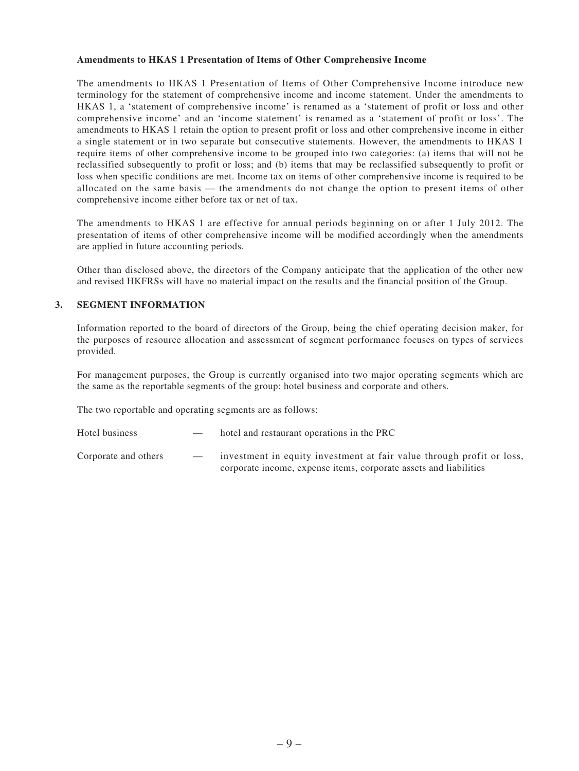**Amendments to HKAS 1 Presentation of Items of Other Comprehensive Income**

The amendments to HKAS 1 Presentation of Items of Other Comprehensive Income introduce new terminology for the statement of comprehensive income and income statement. Under the amendments to HKAS 1, a 'statement of comprehensive income' is renamed as a 'statement of profit or loss and other comprehensive income' and an 'income statement' is renamed as a 'statement of profit or loss'. The amendments to HKAS 1 retain the option to present profit or loss and other comprehensive income in either a single statement or in two separate but consecutive statements. However, the amendments to HKAS 1 require items of other comprehensive income to be grouped into two categories: (a) items that will not be reclassified subsequently to profit or loss; and (b) items that may be reclassified subsequently to profit or loss when specific conditions are met. Income tax on items of other comprehensive income is required to be allocated on the same basis — the amendments do not change the option to present items of other comprehensive income either before tax or net of tax.

The amendments to HKAS 1 are effective for annual periods beginning on or after 1 July 2012. The presentation of items of other comprehensive income will be modified accordingly when the amendments are applied in future accounting periods.

Other than disclosed above, the directors of the Company anticipate that the application of the other new and revised HKFRSs will have no material impact on the results and the financial position of the Group.

## 3. SEGMENT INFORMATION

Information reported to the board of directors of the Group, being the chief operating decision maker, for the purposes of resource allocation and assessment of segment performance focuses on types of services provided.

For management purposes, the Group is currently organised into two major operating segments which are the same as the reportable segments of the group: hotel business and corporate and others.

The two reportable and operating segments are as follows:

Hotel business — hotel and restaurant operations in the PRC

Corporate and others — investment in equity investment at fair value through profit or loss, corporate income, expense items, corporate assets and liabilities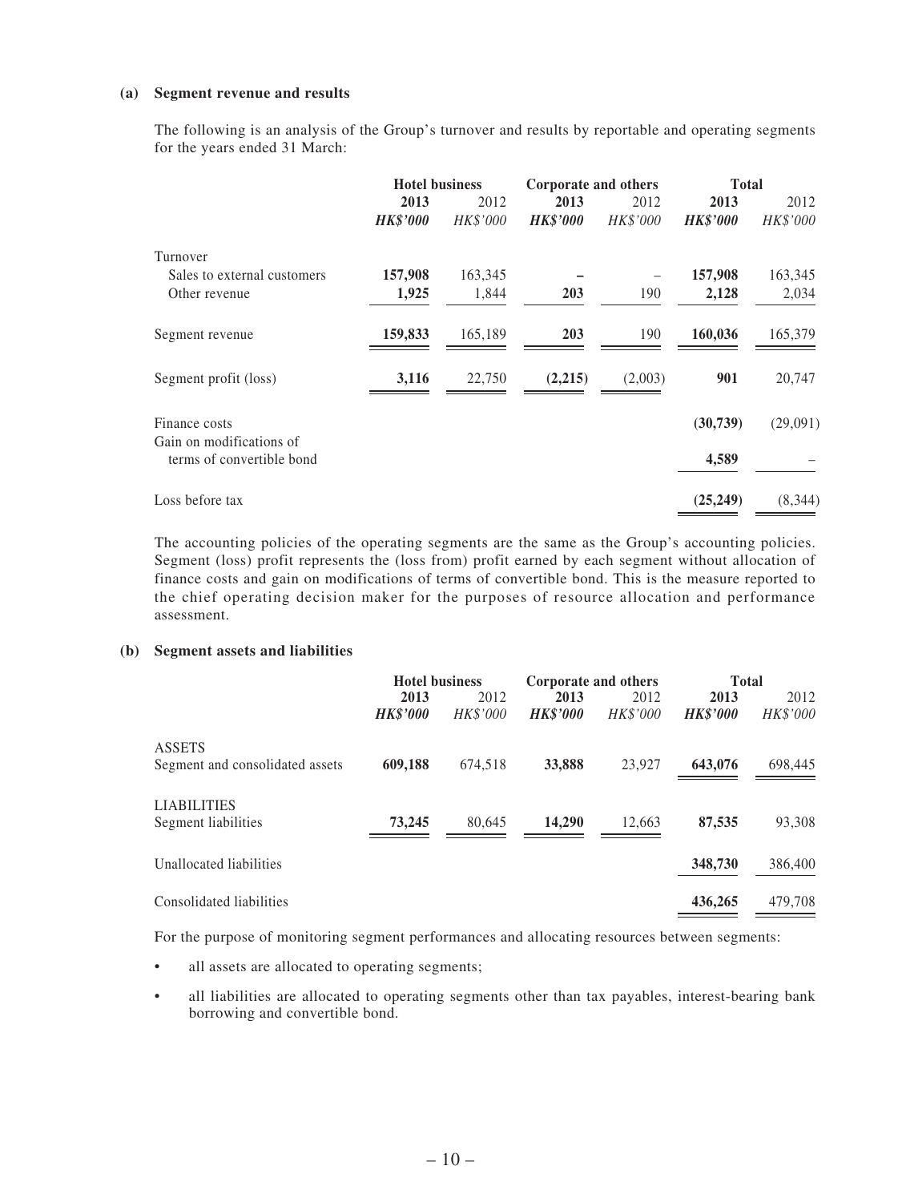**(a) Segment revenue and results**

The following is an analysis of the Group's turnover and results by reportable and operating segments for the years ended 31 March:

| | Hotel business | | Corporate and others | | Total | |
|---|---|---|---|---|---|---|
| | **2013** | 2012 | **2013** | 2012 | **2013** | 2012 |
| | ***HK$'000*** | *HK$'000* | ***HK$'000*** | *HK$'000* | ***HK$'000*** | *HK$'000* |
| Turnover | | | | | | |
| Sales to external customers | **157,908** | 163,345 | **–** | – | **157,908** | 163,345 |
| Other revenue | **1,925** | 1,844 | **203** | 190 | **2,128** | 2,034 |
| Segment revenue | **159,833** | 165,189 | **203** | 190 | **160,036** | 165,379 |
| Segment profit (loss) | **3,116** | 22,750 | **(2,215)** | (2,003) | **901** | 20,747 |
| Finance costs | | | | | **(30,739)** | (29,091) |
| Gain on modifications of terms of convertible bond | | | | | **4,589** | – |
| Loss before tax | | | | | **(25,249)** | (8,344) |

The accounting policies of the operating segments are the same as the Group's accounting policies. Segment (loss) profit represents the (loss from) profit earned by each segment without allocation of finance costs and gain on modifications of terms of convertible bond. This is the measure reported to the chief operating decision maker for the purposes of resource allocation and performance assessment.

**(b) Segment assets and liabilities**

| | Hotel business | | Corporate and others | | Total | |
|---|---|---|---|---|---|---|
| | **2013** | 2012 | **2013** | 2012 | **2013** | 2012 |
| | ***HK$'000*** | *HK$'000* | ***HK$'000*** | *HK$'000* | ***HK$'000*** | *HK$'000* |
| ASSETS | | | | | | |
| Segment and consolidated assets | **609,188** | 674,518 | **33,888** | 23,927 | **643,076** | 698,445 |
| LIABILITIES | | | | | | |
| Segment liabilities | **73,245** | 80,645 | **14,290** | 12,663 | **87,535** | 93,308 |
| Unallocated liabilities | | | | | **348,730** | 386,400 |
| Consolidated liabilities | | | | | **436,265** | 479,708 |

For the purpose of monitoring segment performances and allocating resources between segments:

- all assets are allocated to operating segments;
- all liabilities are allocated to operating segments other than tax payables, interest-bearing bank borrowing and convertible bond.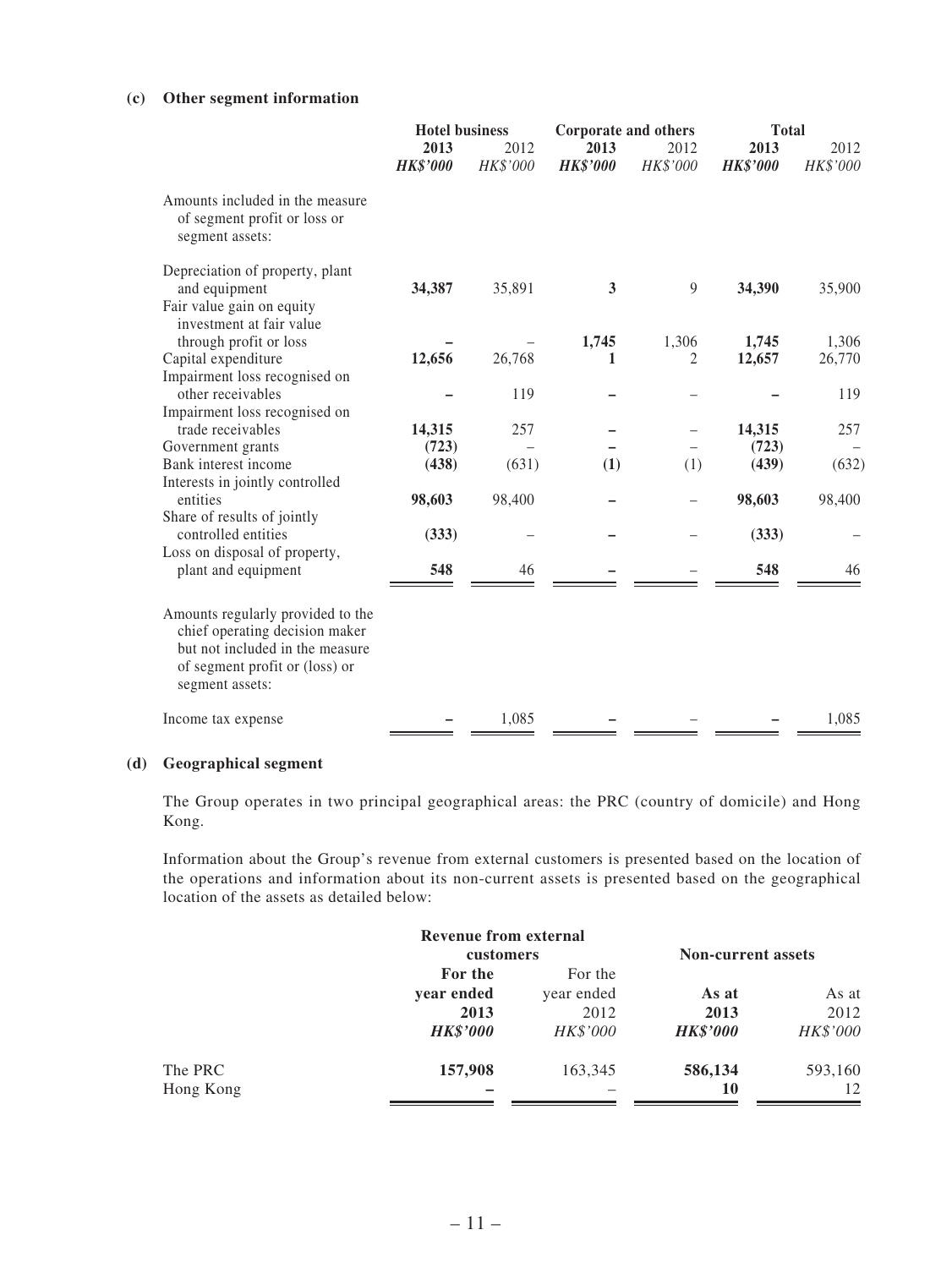**(c) Other segment information**

| | Hotel business | | Corporate and others | | Total | |
|---|---|---|---|---|---|---|
| | **2013** | 2012 | **2013** | 2012 | **2013** | 2012 |
| | ***HK$'000*** | *HK$'000* | ***HK$'000*** | *HK$'000* | ***HK$'000*** | *HK$'000* |
| Amounts included in the measure of segment profit or loss or segment assets: | | | | | | |
| Depreciation of property, plant and equipment | **34,387** | 35,891 | **3** | 9 | **34,390** | 35,900 |
| Fair value gain on equity investment at fair value through profit or loss | **–** | – | **1,745** | 1,306 | **1,745** | 1,306 |
| Capital expenditure | **12,656** | 26,768 | **1** | 2 | **12,657** | 26,770 |
| Impairment loss recognised on other receivables | **–** | 119 | **–** | – | **–** | 119 |
| Impairment loss recognised on trade receivables | **14,315** | 257 | **–** | – | **14,315** | 257 |
| Government grants | **(723)** | – | **–** | – | **(723)** | – |
| Bank interest income | **(438)** | (631) | **(1)** | (1) | **(439)** | (632) |
| Interests in jointly controlled entities | **98,603** | 98,400 | **–** | – | **98,603** | 98,400 |
| Share of results of jointly controlled entities | **(333)** | – | **–** | – | **(333)** | – |
| Loss on disposal of property, plant and equipment | **548** | 46 | **–** | – | **548** | 46 |
| Amounts regularly provided to the chief operating decision maker but not included in the measure of segment profit or (loss) or segment assets: | | | | | | |
| Income tax expense | **–** | 1,085 | **–** | – | **–** | 1,085 |

**(d) Geographical segment**

The Group operates in two principal geographical areas: the PRC (country of domicile) and Hong Kong.

Information about the Group's revenue from external customers is presented based on the location of the operations and information about its non-current assets is presented based on the geographical location of the assets as detailed below:

| | Revenue from external customers | | Non-current assets | |
|---|---|---|---|---|
| | **For the year ended 2013** | For the year ended 2012 | **As at 2013** | As at 2012 |
| | ***HK$'000*** | *HK$'000* | ***HK$'000*** | *HK$'000* |
| The PRC | **157,908** | 163,345 | **586,134** | 593,160 |
| Hong Kong | **–** | – | **10** | 12 |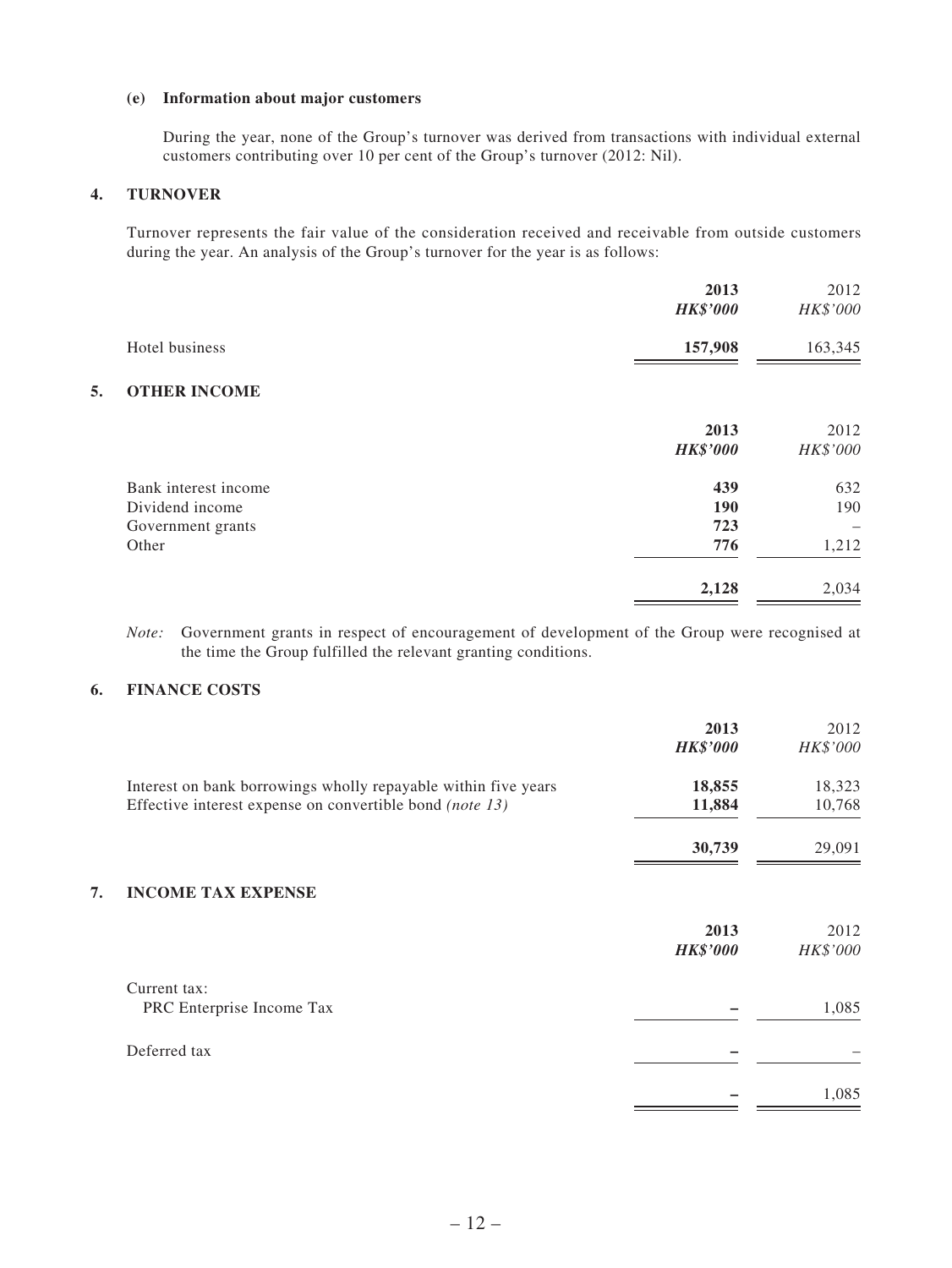**(e) Information about major customers**

During the year, none of the Group's turnover was derived from transactions with individual external customers contributing over 10 per cent of the Group's turnover (2012: Nil).

## 4. TURNOVER

Turnover represents the fair value of the consideration received and receivable from outside customers during the year. An analysis of the Group's turnover for the year is as follows:

| | **2013** | 2012 |
|---|---|---|
| | ***HK$'000*** | *HK$'000* |
| Hotel business | **157,908** | 163,345 |

## 5. OTHER INCOME

| | **2013** | 2012 |
|---|---|---|
| | ***HK$'000*** | *HK$'000* |
| Bank interest income | **439** | 632 |
| Dividend income | **190** | 190 |
| Government grants | **723** | – |
| Other | **776** | 1,212 |
| | **2,128** | 2,034 |

*Note:* Government grants in respect of encouragement of development of the Group were recognised at the time the Group fulfilled the relevant granting conditions.

## 6. FINANCE COSTS

| | **2013** | 2012 |
|---|---|---|
| | ***HK$'000*** | *HK$'000* |
| Interest on bank borrowings wholly repayable within five years | **18,855** | 18,323 |
| Effective interest expense on convertible bond *(note 13)* | **11,884** | 10,768 |
| | **30,739** | 29,091 |

## 7. INCOME TAX EXPENSE

| | **2013** | 2012 |
|---|---|---|
| | ***HK$'000*** | *HK$'000* |
| Current tax: | | |
| PRC Enterprise Income Tax | **–** | 1,085 |
| Deferred tax | **–** | – |
| | **–** | 1,085 |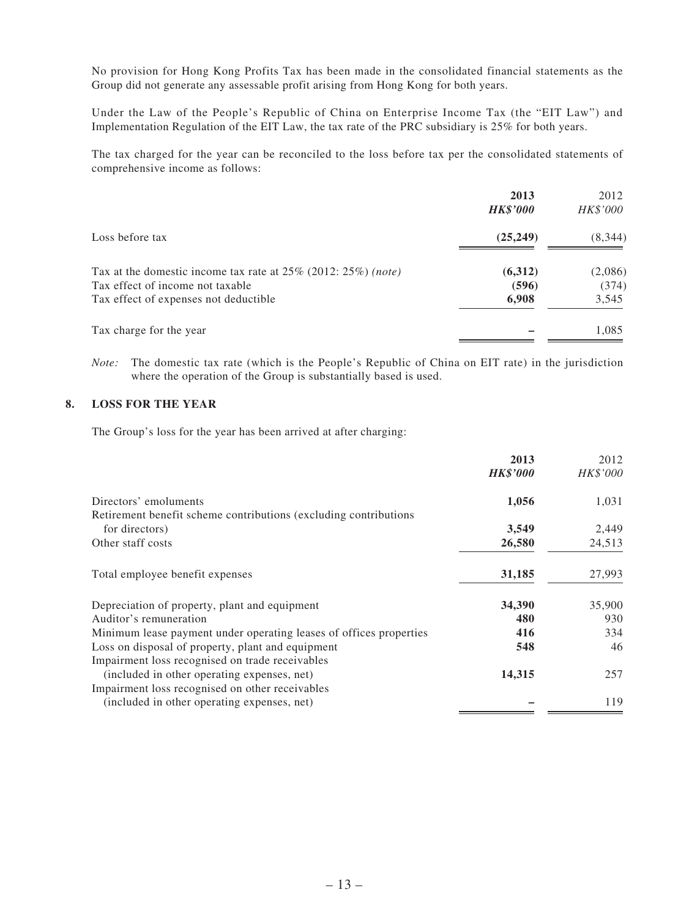No provision for Hong Kong Profits Tax has been made in the consolidated financial statements as the Group did not generate any assessable profit arising from Hong Kong for both years.

Under the Law of the People's Republic of China on Enterprise Income Tax (the "EIT Law") and Implementation Regulation of the EIT Law, the tax rate of the PRC subsidiary is 25% for both years.

The tax charged for the year can be reconciled to the loss before tax per the consolidated statements of comprehensive income as follows:

| | 2013<br>*HK$'000* | 2012<br>*HK$'000* |
|---|---|---|
| Loss before tax | **(25,249)** | (8,344) |
| Tax at the domestic income tax rate at 25% (2012: 25%) *(note)* | **(6,312)** | (2,086) |
| Tax effect of income not taxable | **(596)** | (374) |
| Tax effect of expenses not deductible | **6,908** | 3,545 |
| Tax charge for the year | **–** | 1,085 |

*Note:* The domestic tax rate (which is the People's Republic of China on EIT rate) in the jurisdiction where the operation of the Group is substantially based is used.

## 8. LOSS FOR THE YEAR

The Group's loss for the year has been arrived at after charging:

| | 2013<br>*HK$'000* | 2012<br>*HK$'000* |
|---|---|---|
| Directors' emoluments | **1,056** | 1,031 |
| Retirement benefit scheme contributions (excluding contributions for directors) | **3,549** | 2,449 |
| Other staff costs | **26,580** | 24,513 |
| Total employee benefit expenses | **31,185** | 27,993 |
| Depreciation of property, plant and equipment | **34,390** | 35,900 |
| Auditor's remuneration | **480** | 930 |
| Minimum lease payment under operating leases of offices properties | **416** | 334 |
| Loss on disposal of property, plant and equipment | **548** | 46 |
| Impairment loss recognised on trade receivables (included in other operating expenses, net) | **14,315** | 257 |
| Impairment loss recognised on other receivables (included in other operating expenses, net) | **–** | 119 |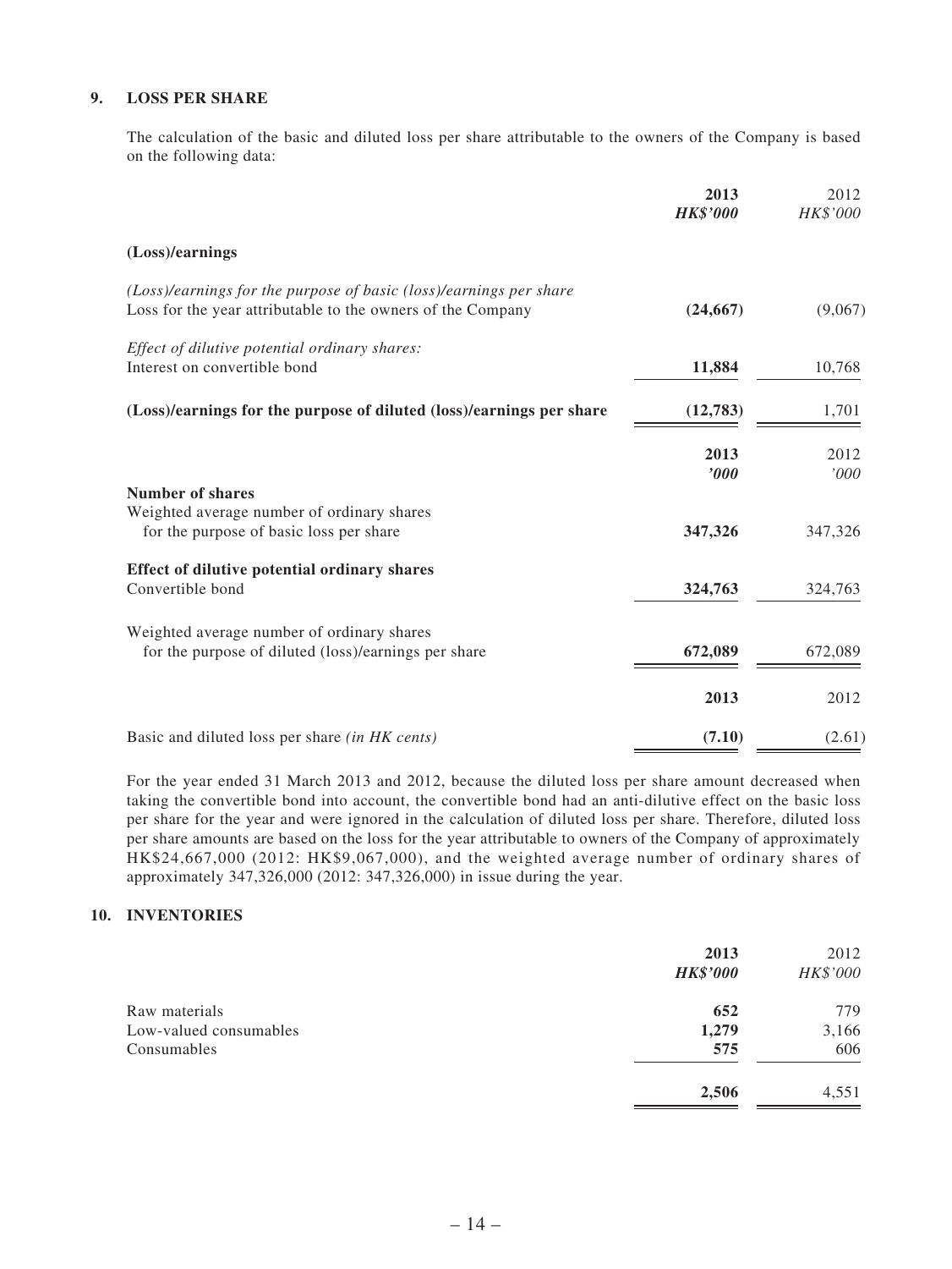## 9. LOSS PER SHARE

The calculation of the basic and diluted loss per share attributable to the owners of the Company is based on the following data:

| | **2013** | 2012 |
|---|---|---|
| | ***HK$'000*** | *HK$'000* |
| **(Loss)/earnings** | | |
| *(Loss)/earnings for the purpose of basic (loss)/earnings per share* | | |
| Loss for the year attributable to the owners of the Company | **(24,667)** | (9,067) |
| *Effect of dilutive potential ordinary shares:* | | |
| Interest on convertible bond | **11,884** | 10,768 |
| **(Loss)/earnings for the purpose of diluted (loss)/earnings per share** | **(12,783)** | 1,701 |

| | **2013** | 2012 |
|---|---|---|
| | ***'000*** | *'000* |
| **Number of shares** | | |
| Weighted average number of ordinary shares for the purpose of basic loss per share | **347,326** | 347,326 |
| **Effect of dilutive potential ordinary shares** | | |
| Convertible bond | **324,763** | 324,763 |
| Weighted average number of ordinary shares for the purpose of diluted (loss)/earnings per share | **672,089** | 672,089 |

| | **2013** | 2012 |
|---|---|---|
| Basic and diluted loss per share *(in HK cents)* | **(7.10)** | (2.61) |

For the year ended 31 March 2013 and 2012, because the diluted loss per share amount decreased when taking the convertible bond into account, the convertible bond had an anti-dilutive effect on the basic loss per share for the year and were ignored in the calculation of diluted loss per share. Therefore, diluted loss per share amounts are based on the loss for the year attributable to owners of the Company of approximately HK$24,667,000 (2012: HK$9,067,000), and the weighted average number of ordinary shares of approximately 347,326,000 (2012: 347,326,000) in issue during the year.

## 10. INVENTORIES

| | **2013** | 2012 |
|---|---|---|
| | ***HK$'000*** | *HK$'000* |
| Raw materials | **652** | 779 |
| Low-valued consumables | **1,279** | 3,166 |
| Consumables | **575** | 606 |
| | **2,506** | 4,551 |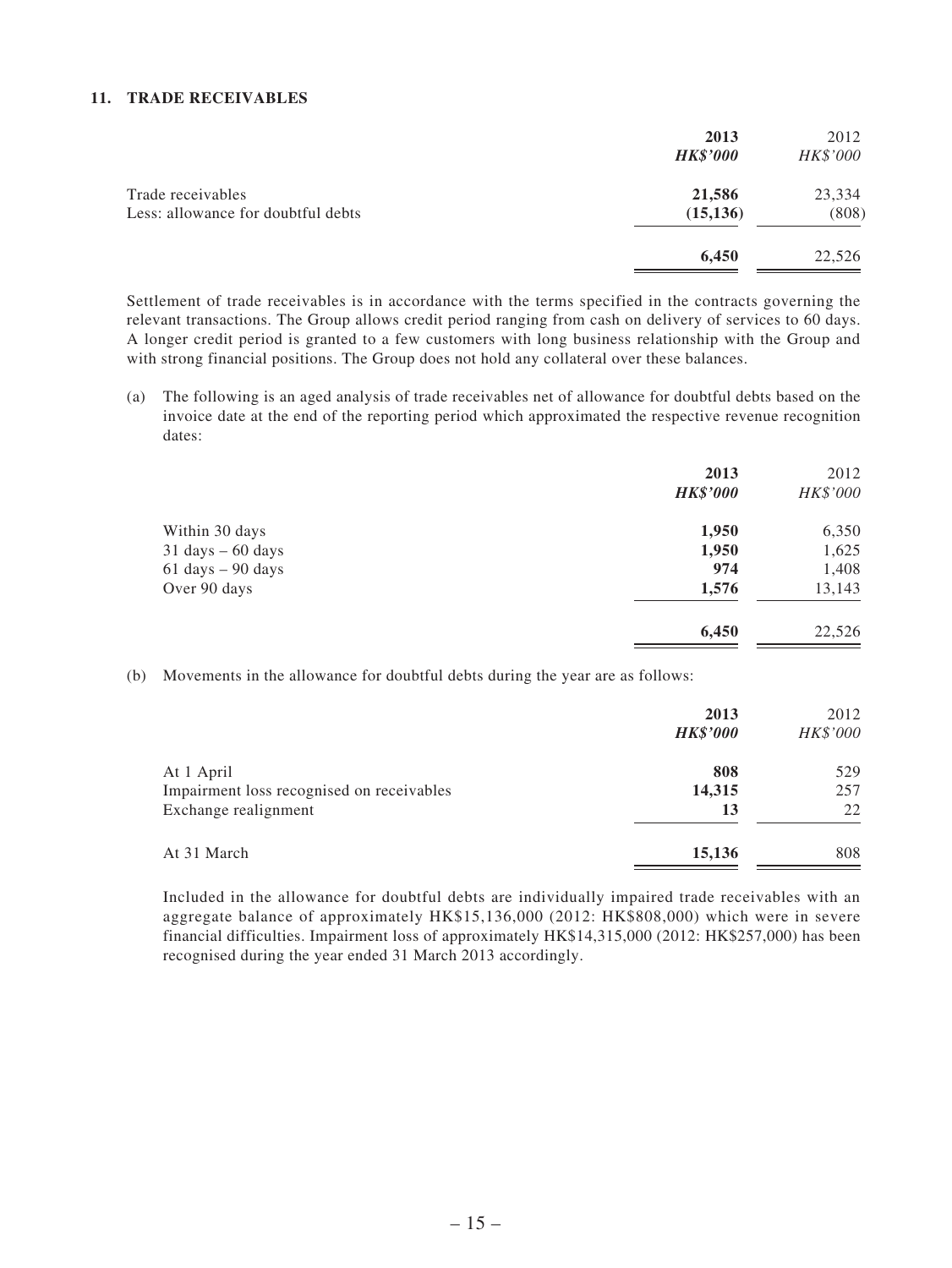### 11. TRADE RECEIVABLES

| | 2013 | 2012 |
|---|---|---|
| | ***HK$'000*** | *HK$'000* |
| Trade receivables | **21,586** | 23,334 |
| Less: allowance for doubtful debts | **(15,136)** | (808) |
| | **6,450** | 22,526 |

Settlement of trade receivables is in accordance with the terms specified in the contracts governing the relevant transactions. The Group allows credit period ranging from cash on delivery of services to 60 days. A longer credit period is granted to a few customers with long business relationship with the Group and with strong financial positions. The Group does not hold any collateral over these balances.

(a) The following is an aged analysis of trade receivables net of allowance for doubtful debts based on the invoice date at the end of the reporting period which approximated the respective revenue recognition dates:

| | 2013 | 2012 |
|---|---|---|
| | ***HK$'000*** | *HK$'000* |
| Within 30 days | **1,950** | 6,350 |
| 31 days – 60 days | **1,950** | 1,625 |
| 61 days – 90 days | **974** | 1,408 |
| Over 90 days | **1,576** | 13,143 |
| | **6,450** | 22,526 |

(b) Movements in the allowance for doubtful debts during the year are as follows:

| | 2013 | 2012 |
|---|---|---|
| | ***HK$'000*** | *HK$'000* |
| At 1 April | **808** | 529 |
| Impairment loss recognised on receivables | **14,315** | 257 |
| Exchange realignment | **13** | 22 |
| At 31 March | **15,136** | 808 |

Included in the allowance for doubtful debts are individually impaired trade receivables with an aggregate balance of approximately HK$15,136,000 (2012: HK$808,000) which were in severe financial difficulties. Impairment loss of approximately HK$14,315,000 (2012: HK$257,000) has been recognised during the year ended 31 March 2013 accordingly.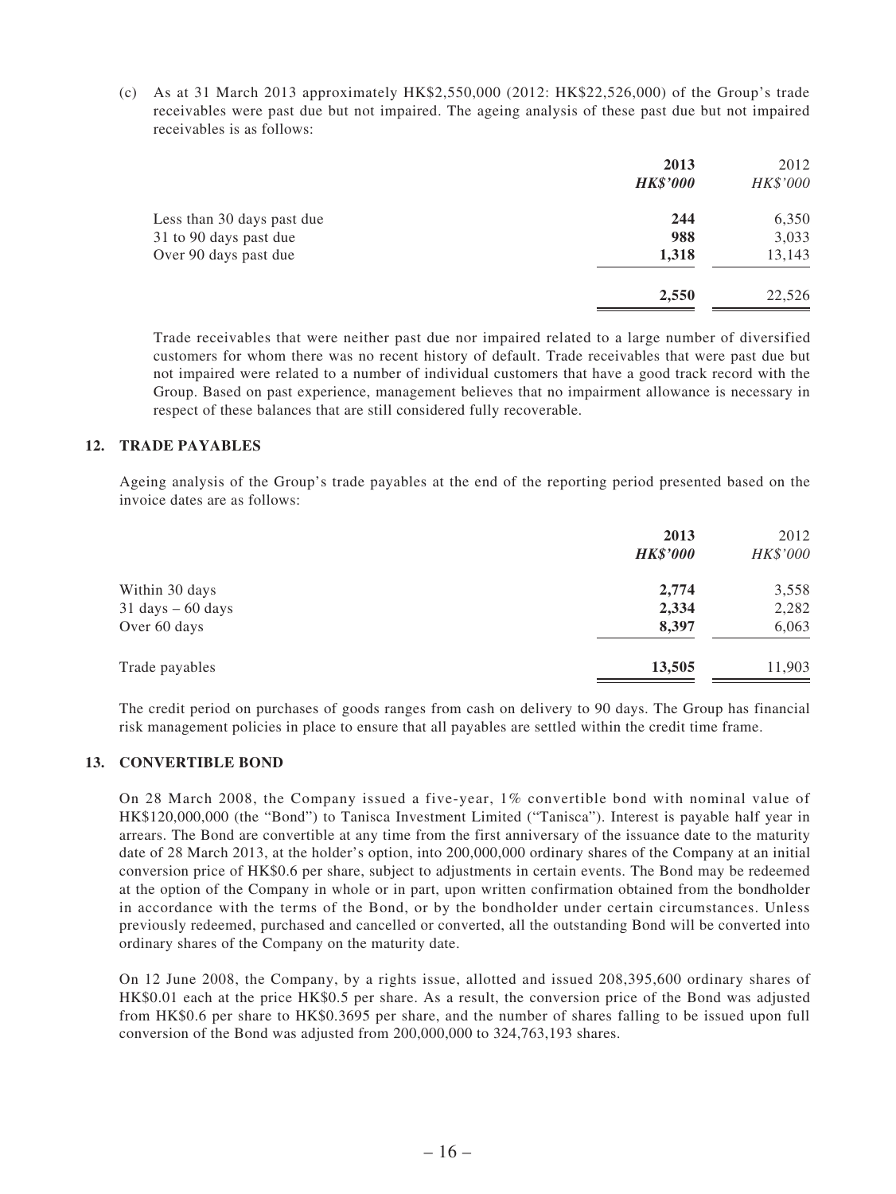(c) As at 31 March 2013 approximately HK$2,550,000 (2012: HK$22,526,000) of the Group's trade receivables were past due but not impaired. The ageing analysis of these past due but not impaired receivables is as follows:

| | **2013** | 2012 |
|---|---|---|
| | ***HK$'000*** | *HK$'000* |
| Less than 30 days past due | **244** | 6,350 |
| 31 to 90 days past due | **988** | 3,033 |
| Over 90 days past due | **1,318** | 13,143 |
| | **2,550** | 22,526 |

Trade receivables that were neither past due nor impaired related to a large number of diversified customers for whom there was no recent history of default. Trade receivables that were past due but not impaired were related to a number of individual customers that have a good track record with the Group. Based on past experience, management believes that no impairment allowance is necessary in respect of these balances that are still considered fully recoverable.

## 12. TRADE PAYABLES

Ageing analysis of the Group's trade payables at the end of the reporting period presented based on the invoice dates are as follows:

| | **2013** | 2012 |
|---|---|---|
| | ***HK$'000*** | *HK$'000* |
| Within 30 days | **2,774** | 3,558 |
| 31 days – 60 days | **2,334** | 2,282 |
| Over 60 days | **8,397** | 6,063 |
| Trade payables | **13,505** | 11,903 |

The credit period on purchases of goods ranges from cash on delivery to 90 days. The Group has financial risk management policies in place to ensure that all payables are settled within the credit time frame.

## 13. CONVERTIBLE BOND

On 28 March 2008, the Company issued a five-year, 1% convertible bond with nominal value of HK$120,000,000 (the "Bond") to Tanisca Investment Limited ("Tanisca"). Interest is payable half year in arrears. The Bond are convertible at any time from the first anniversary of the issuance date to the maturity date of 28 March 2013, at the holder's option, into 200,000,000 ordinary shares of the Company at an initial conversion price of HK$0.6 per share, subject to adjustments in certain events. The Bond may be redeemed at the option of the Company in whole or in part, upon written confirmation obtained from the bondholder in accordance with the terms of the Bond, or by the bondholder under certain circumstances. Unless previously redeemed, purchased and cancelled or converted, all the outstanding Bond will be converted into ordinary shares of the Company on the maturity date.

On 12 June 2008, the Company, by a rights issue, allotted and issued 208,395,600 ordinary shares of HK$0.01 each at the price HK$0.5 per share. As a result, the conversion price of the Bond was adjusted from HK$0.6 per share to HK$0.3695 per share, and the number of shares falling to be issued upon full conversion of the Bond was adjusted from 200,000,000 to 324,763,193 shares.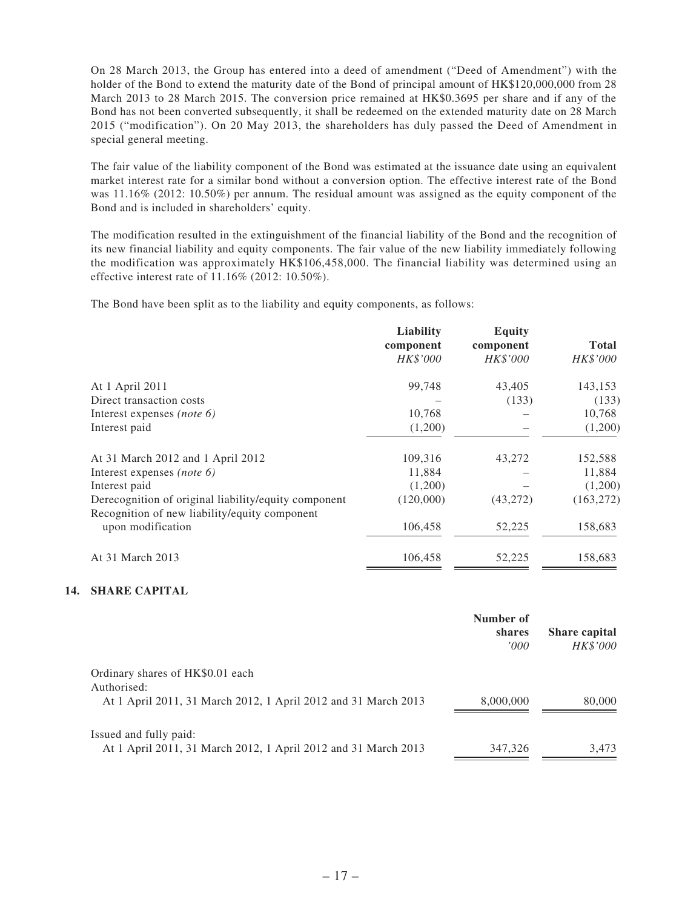On 28 March 2013, the Group has entered into a deed of amendment ("Deed of Amendment") with the holder of the Bond to extend the maturity date of the Bond of principal amount of HK$120,000,000 from 28 March 2013 to 28 March 2015. The conversion price remained at HK$0.3695 per share and if any of the Bond has not been converted subsequently, it shall be redeemed on the extended maturity date on 28 March 2015 ("modification"). On 20 May 2013, the shareholders has duly passed the Deed of Amendment in special general meeting.

The fair value of the liability component of the Bond was estimated at the issuance date using an equivalent market interest rate for a similar bond without a conversion option. The effective interest rate of the Bond was 11.16% (2012: 10.50%) per annum. The residual amount was assigned as the equity component of the Bond and is included in shareholders' equity.

The modification resulted in the extinguishment of the financial liability of the Bond and the recognition of its new financial liability and equity components. The fair value of the new liability immediately following the modification was approximately HK$106,458,000. The financial liability was determined using an effective interest rate of 11.16% (2012: 10.50%).

The Bond have been split as to the liability and equity components, as follows:

| | Liability component *HK$'000* | Equity component *HK$'000* | Total *HK$'000* |
|---|---|---|---|
| At 1 April 2011 | 99,748 | 43,405 | 143,153 |
| Direct transaction costs | – | (133) | (133) |
| Interest expenses *(note 6)* | 10,768 | – | 10,768 |
| Interest paid | (1,200) | – | (1,200) |
| At 31 March 2012 and 1 April 2012 | 109,316 | 43,272 | 152,588 |
| Interest expenses *(note 6)* | 11,884 | – | 11,884 |
| Interest paid | (1,200) | – | (1,200) |
| Derecognition of original liability/equity component | (120,000) | (43,272) | (163,272) |
| Recognition of new liability/equity component upon modification | 106,458 | 52,225 | 158,683 |
| At 31 March 2013 | 106,458 | 52,225 | 158,683 |

## 14. SHARE CAPITAL

| | Number of shares *'000* | Share capital *HK$'000* |
|---|---|---|
| Ordinary shares of HK$0.01 each | | |
| Authorised: | | |
| At 1 April 2011, 31 March 2012, 1 April 2012 and 31 March 2013 | 8,000,000 | 80,000 |
| Issued and fully paid: | | |
| At 1 April 2011, 31 March 2012, 1 April 2012 and 31 March 2013 | 347,326 | 3,473 |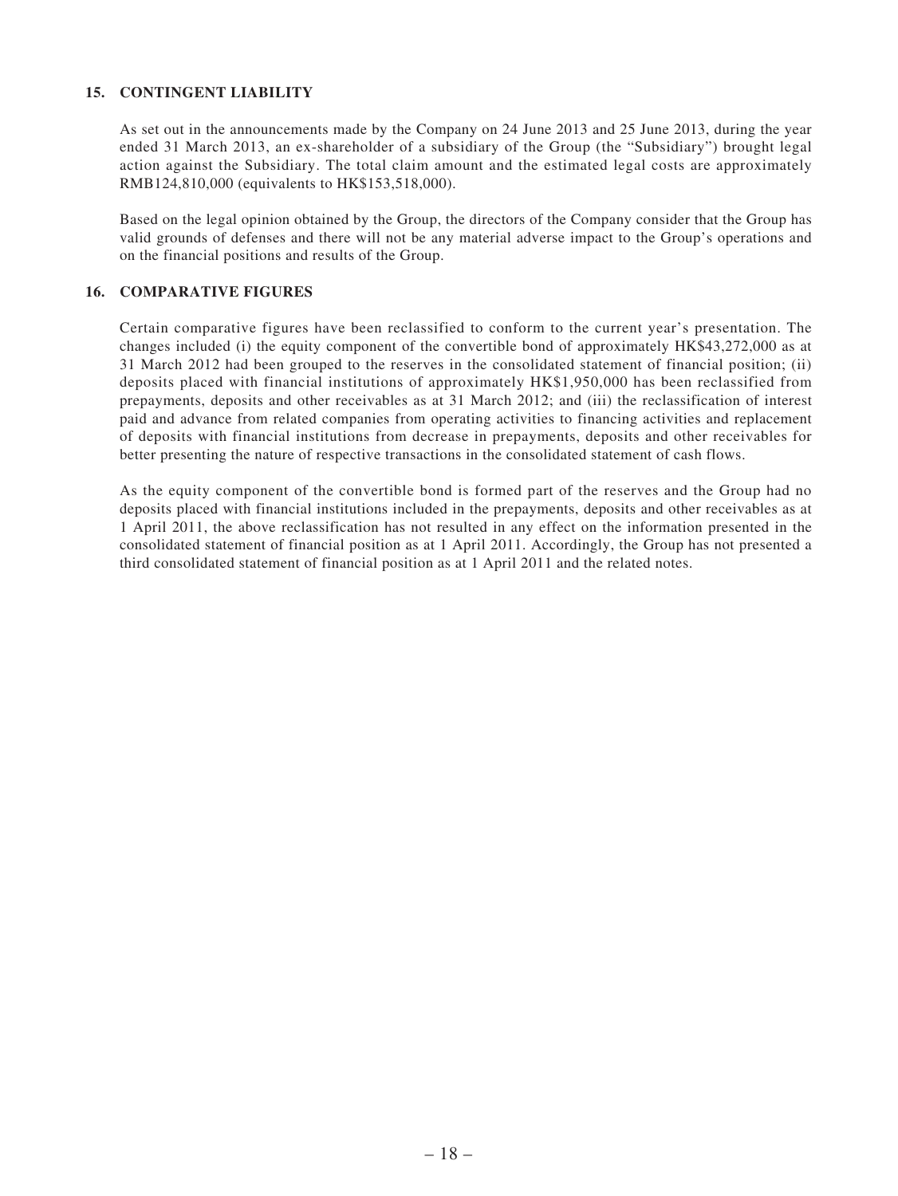## 15. CONTINGENT LIABILITY

As set out in the announcements made by the Company on 24 June 2013 and 25 June 2013, during the year ended 31 March 2013, an ex-shareholder of a subsidiary of the Group (the "Subsidiary") brought legal action against the Subsidiary. The total claim amount and the estimated legal costs are approximately RMB124,810,000 (equivalents to HK$153,518,000).

Based on the legal opinion obtained by the Group, the directors of the Company consider that the Group has valid grounds of defenses and there will not be any material adverse impact to the Group's operations and on the financial positions and results of the Group.

## 16. COMPARATIVE FIGURES

Certain comparative figures have been reclassified to conform to the current year's presentation. The changes included (i) the equity component of the convertible bond of approximately HK$43,272,000 as at 31 March 2012 had been grouped to the reserves in the consolidated statement of financial position; (ii) deposits placed with financial institutions of approximately HK$1,950,000 has been reclassified from prepayments, deposits and other receivables as at 31 March 2012; and (iii) the reclassification of interest paid and advance from related companies from operating activities to financing activities and replacement of deposits with financial institutions from decrease in prepayments, deposits and other receivables for better presenting the nature of respective transactions in the consolidated statement of cash flows.

As the equity component of the convertible bond is formed part of the reserves and the Group had no deposits placed with financial institutions included in the prepayments, deposits and other receivables as at 1 April 2011, the above reclassification has not resulted in any effect on the information presented in the consolidated statement of financial position as at 1 April 2011. Accordingly, the Group has not presented a third consolidated statement of financial position as at 1 April 2011 and the related notes.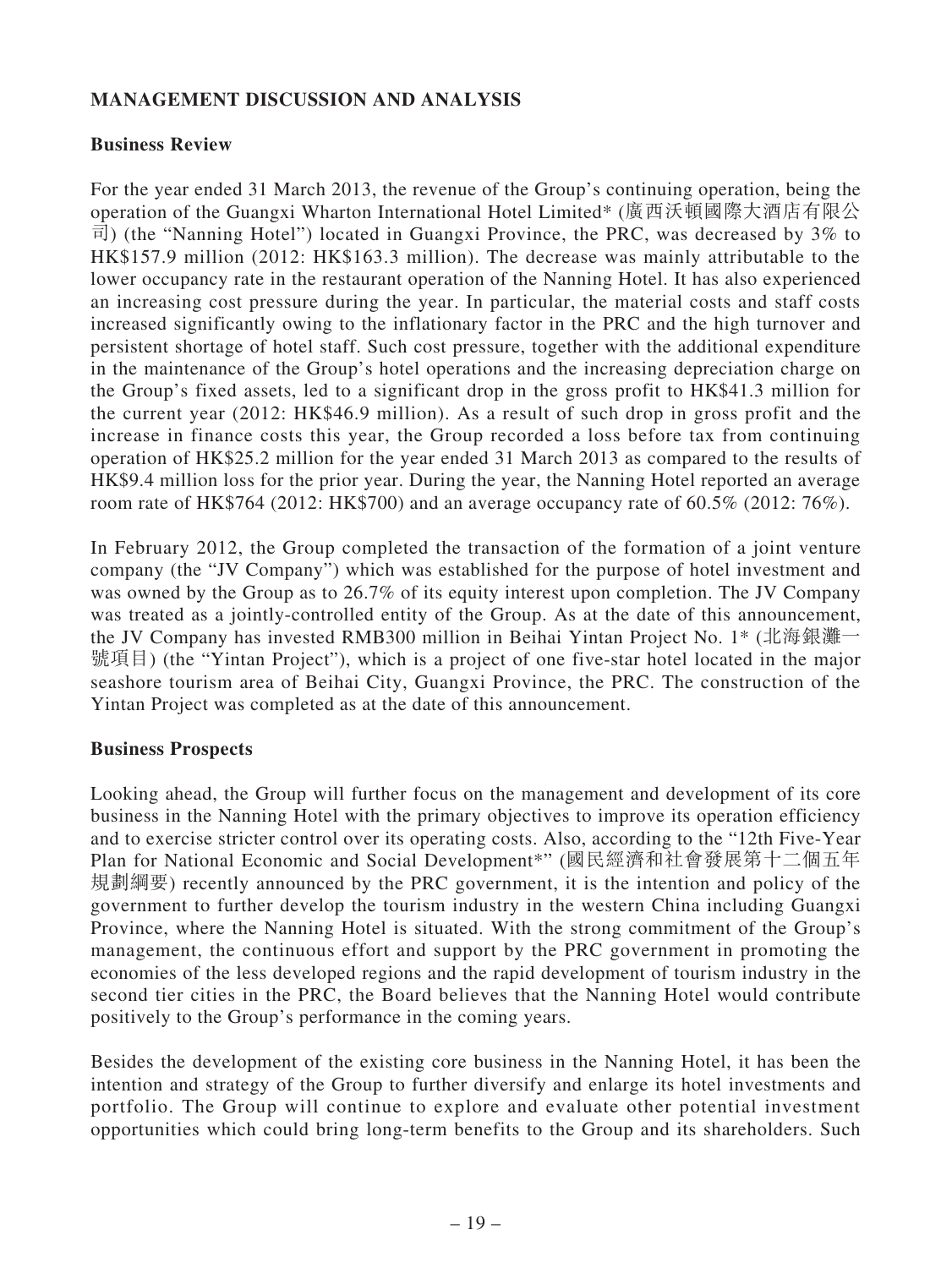## MANAGEMENT DISCUSSION AND ANALYSIS

### Business Review

For the year ended 31 March 2013, the revenue of the Group's continuing operation, being the operation of the Guangxi Wharton International Hotel Limited* (廣西沃頓國際大酒店有限公司) (the "Nanning Hotel") located in Guangxi Province, the PRC, was decreased by 3% to HK$157.9 million (2012: HK$163.3 million). The decrease was mainly attributable to the lower occupancy rate in the restaurant operation of the Nanning Hotel. It has also experienced an increasing cost pressure during the year. In particular, the material costs and staff costs increased significantly owing to the inflationary factor in the PRC and the high turnover and persistent shortage of hotel staff. Such cost pressure, together with the additional expenditure in the maintenance of the Group's hotel operations and the increasing depreciation charge on the Group's fixed assets, led to a significant drop in the gross profit to HK$41.3 million for the current year (2012: HK$46.9 million). As a result of such drop in gross profit and the increase in finance costs this year, the Group recorded a loss before tax from continuing operation of HK$25.2 million for the year ended 31 March 2013 as compared to the results of HK$9.4 million loss for the prior year. During the year, the Nanning Hotel reported an average room rate of HK$764 (2012: HK$700) and an average occupancy rate of 60.5% (2012: 76%).

In February 2012, the Group completed the transaction of the formation of a joint venture company (the "JV Company") which was established for the purpose of hotel investment and was owned by the Group as to 26.7% of its equity interest upon completion. The JV Company was treated as a jointly-controlled entity of the Group. As at the date of this announcement, the JV Company has invested RMB300 million in Beihai Yintan Project No. 1* (北海銀灘一號項目) (the "Yintan Project"), which is a project of one five-star hotel located in the major seashore tourism area of Beihai City, Guangxi Province, the PRC. The construction of the Yintan Project was completed as at the date of this announcement.

### Business Prospects

Looking ahead, the Group will further focus on the management and development of its core business in the Nanning Hotel with the primary objectives to improve its operation efficiency and to exercise stricter control over its operating costs. Also, according to the "12th Five-Year Plan for National Economic and Social Development*" (國民經濟和社會發展第十二個五年規劃綱要) recently announced by the PRC government, it is the intention and policy of the government to further develop the tourism industry in the western China including Guangxi Province, where the Nanning Hotel is situated. With the strong commitment of the Group's management, the continuous effort and support by the PRC government in promoting the economies of the less developed regions and the rapid development of tourism industry in the second tier cities in the PRC, the Board believes that the Nanning Hotel would contribute positively to the Group's performance in the coming years.

Besides the development of the existing core business in the Nanning Hotel, it has been the intention and strategy of the Group to further diversify and enlarge its hotel investments and portfolio. The Group will continue to explore and evaluate other potential investment opportunities which could bring long-term benefits to the Group and its shareholders. Such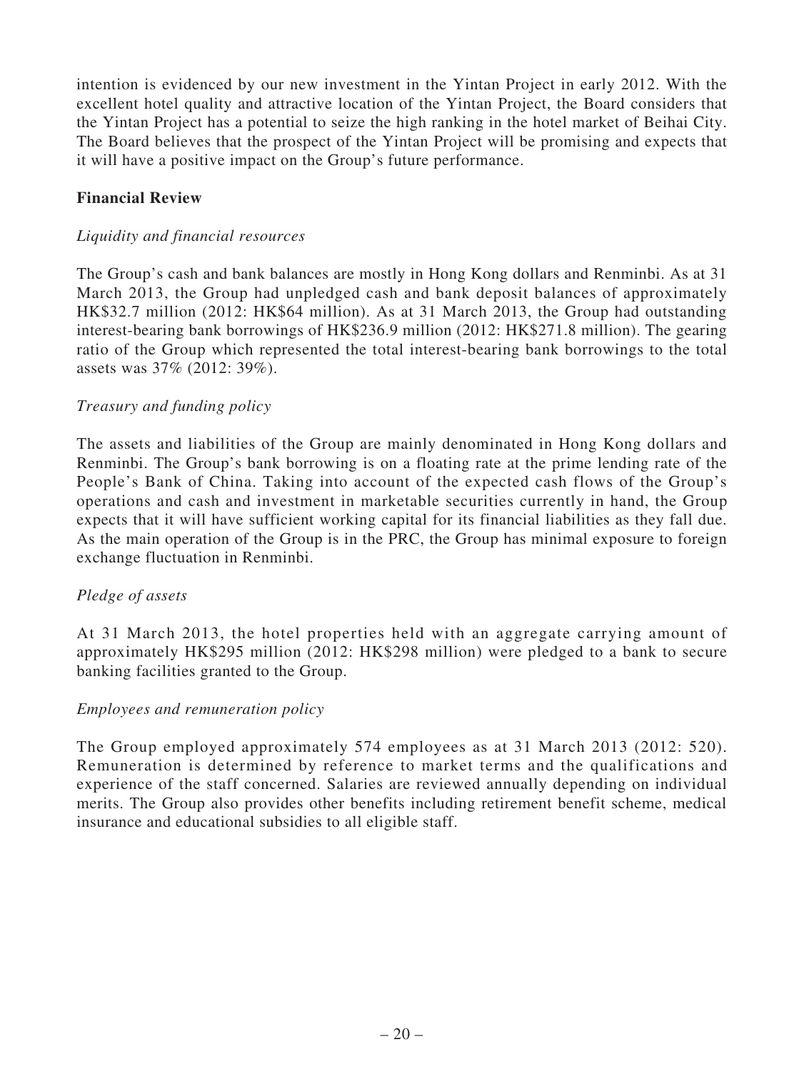intention is evidenced by our new investment in the Yintan Project in early 2012. With the excellent hotel quality and attractive location of the Yintan Project, the Board considers that the Yintan Project has a potential to seize the high ranking in the hotel market of Beihai City. The Board believes that the prospect of the Yintan Project will be promising and expects that it will have a positive impact on the Group's future performance.

**Financial Review**

*Liquidity and financial resources*

The Group's cash and bank balances are mostly in Hong Kong dollars and Renminbi. As at 31 March 2013, the Group had unpledged cash and bank deposit balances of approximately HK$32.7 million (2012: HK$64 million). As at 31 March 2013, the Group had outstanding interest-bearing bank borrowings of HK$236.9 million (2012: HK$271.8 million). The gearing ratio of the Group which represented the total interest-bearing bank borrowings to the total assets was 37% (2012: 39%).

*Treasury and funding policy*

The assets and liabilities of the Group are mainly denominated in Hong Kong dollars and Renminbi. The Group's bank borrowing is on a floating rate at the prime lending rate of the People's Bank of China. Taking into account of the expected cash flows of the Group's operations and cash and investment in marketable securities currently in hand, the Group expects that it will have sufficient working capital for its financial liabilities as they fall due. As the main operation of the Group is in the PRC, the Group has minimal exposure to foreign exchange fluctuation in Renminbi.

*Pledge of assets*

At 31 March 2013, the hotel properties held with an aggregate carrying amount of approximately HK$295 million (2012: HK$298 million) were pledged to a bank to secure banking facilities granted to the Group.

*Employees and remuneration policy*

The Group employed approximately 574 employees as at 31 March 2013 (2012: 520). Remuneration is determined by reference to market terms and the qualifications and experience of the staff concerned. Salaries are reviewed annually depending on individual merits. The Group also provides other benefits including retirement benefit scheme, medical insurance and educational subsidies to all eligible staff.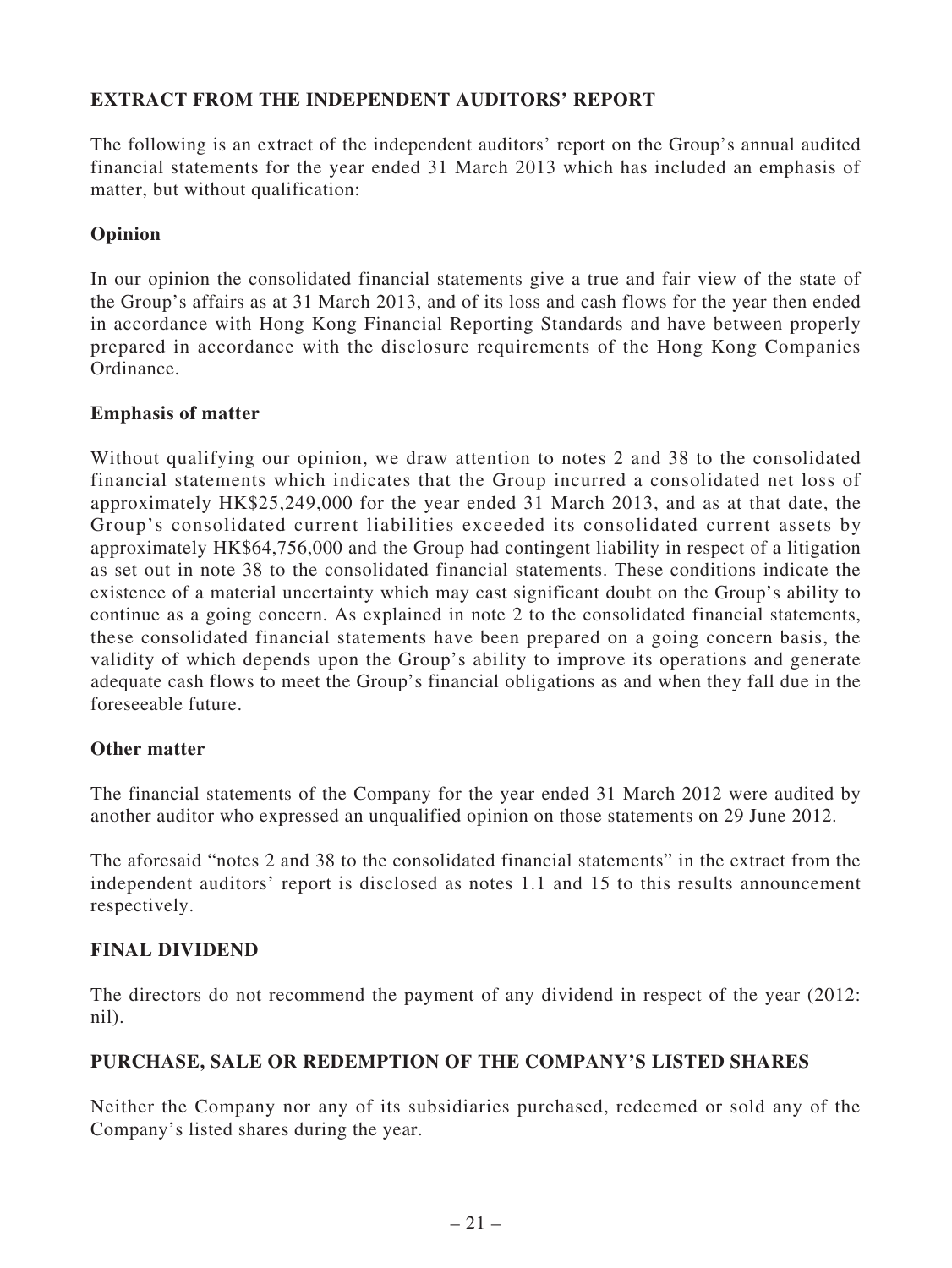## EXTRACT FROM THE INDEPENDENT AUDITORS' REPORT

The following is an extract of the independent auditors' report on the Group's annual audited financial statements for the year ended 31 March 2013 which has included an emphasis of matter, but without qualification:

### Opinion

In our opinion the consolidated financial statements give a true and fair view of the state of the Group's affairs as at 31 March 2013, and of its loss and cash flows for the year then ended in accordance with Hong Kong Financial Reporting Standards and have between properly prepared in accordance with the disclosure requirements of the Hong Kong Companies Ordinance.

### Emphasis of matter

Without qualifying our opinion, we draw attention to notes 2 and 38 to the consolidated financial statements which indicates that the Group incurred a consolidated net loss of approximately HK$25,249,000 for the year ended 31 March 2013, and as at that date, the Group's consolidated current liabilities exceeded its consolidated current assets by approximately HK$64,756,000 and the Group had contingent liability in respect of a litigation as set out in note 38 to the consolidated financial statements. These conditions indicate the existence of a material uncertainty which may cast significant doubt on the Group's ability to continue as a going concern. As explained in note 2 to the consolidated financial statements, these consolidated financial statements have been prepared on a going concern basis, the validity of which depends upon the Group's ability to improve its operations and generate adequate cash flows to meet the Group's financial obligations as and when they fall due in the foreseeable future.

### Other matter

The financial statements of the Company for the year ended 31 March 2012 were audited by another auditor who expressed an unqualified opinion on those statements on 29 June 2012.

The aforesaid "notes 2 and 38 to the consolidated financial statements" in the extract from the independent auditors' report is disclosed as notes 1.1 and 15 to this results announcement respectively.

## FINAL DIVIDEND

The directors do not recommend the payment of any dividend in respect of the year (2012: nil).

## PURCHASE, SALE OR REDEMPTION OF THE COMPANY'S LISTED SHARES

Neither the Company nor any of its subsidiaries purchased, redeemed or sold any of the Company's listed shares during the year.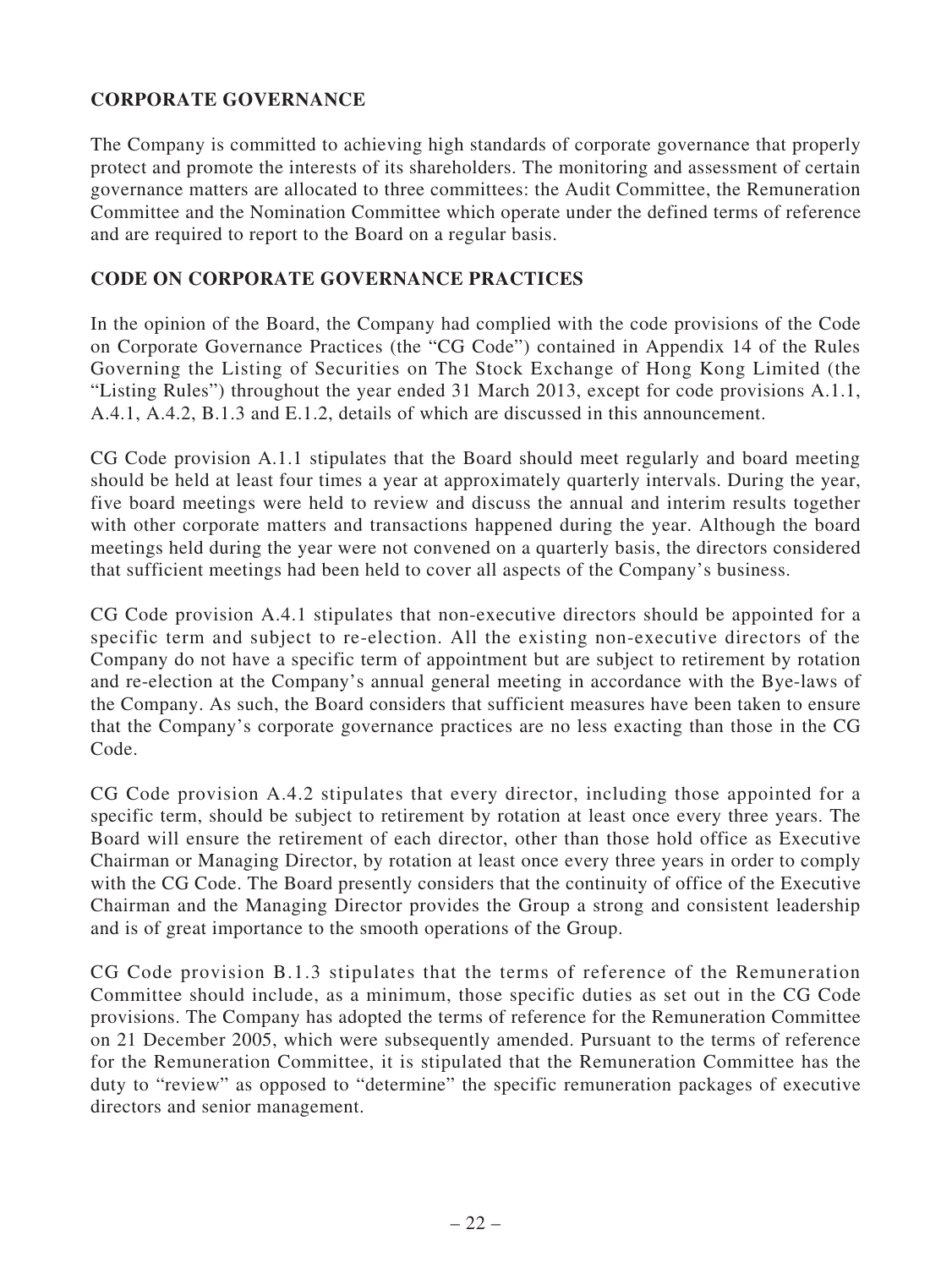## CORPORATE GOVERNANCE

The Company is committed to achieving high standards of corporate governance that properly protect and promote the interests of its shareholders. The monitoring and assessment of certain governance matters are allocated to three committees: the Audit Committee, the Remuneration Committee and the Nomination Committee which operate under the defined terms of reference and are required to report to the Board on a regular basis.

## CODE ON CORPORATE GOVERNANCE PRACTICES

In the opinion of the Board, the Company had complied with the code provisions of the Code on Corporate Governance Practices (the "CG Code") contained in Appendix 14 of the Rules Governing the Listing of Securities on The Stock Exchange of Hong Kong Limited (the "Listing Rules") throughout the year ended 31 March 2013, except for code provisions A.1.1, A.4.1, A.4.2, B.1.3 and E.1.2, details of which are discussed in this announcement.

CG Code provision A.1.1 stipulates that the Board should meet regularly and board meeting should be held at least four times a year at approximately quarterly intervals. During the year, five board meetings were held to review and discuss the annual and interim results together with other corporate matters and transactions happened during the year. Although the board meetings held during the year were not convened on a quarterly basis, the directors considered that sufficient meetings had been held to cover all aspects of the Company's business.

CG Code provision A.4.1 stipulates that non-executive directors should be appointed for a specific term and subject to re-election. All the existing non-executive directors of the Company do not have a specific term of appointment but are subject to retirement by rotation and re-election at the Company's annual general meeting in accordance with the Bye-laws of the Company. As such, the Board considers that sufficient measures have been taken to ensure that the Company's corporate governance practices are no less exacting than those in the CG Code.

CG Code provision A.4.2 stipulates that every director, including those appointed for a specific term, should be subject to retirement by rotation at least once every three years. The Board will ensure the retirement of each director, other than those hold office as Executive Chairman or Managing Director, by rotation at least once every three years in order to comply with the CG Code. The Board presently considers that the continuity of office of the Executive Chairman and the Managing Director provides the Group a strong and consistent leadership and is of great importance to the smooth operations of the Group.

CG Code provision B.1.3 stipulates that the terms of reference of the Remuneration Committee should include, as a minimum, those specific duties as set out in the CG Code provisions. The Company has adopted the terms of reference for the Remuneration Committee on 21 December 2005, which were subsequently amended. Pursuant to the terms of reference for the Remuneration Committee, it is stipulated that the Remuneration Committee has the duty to "review" as opposed to "determine" the specific remuneration packages of executive directors and senior management.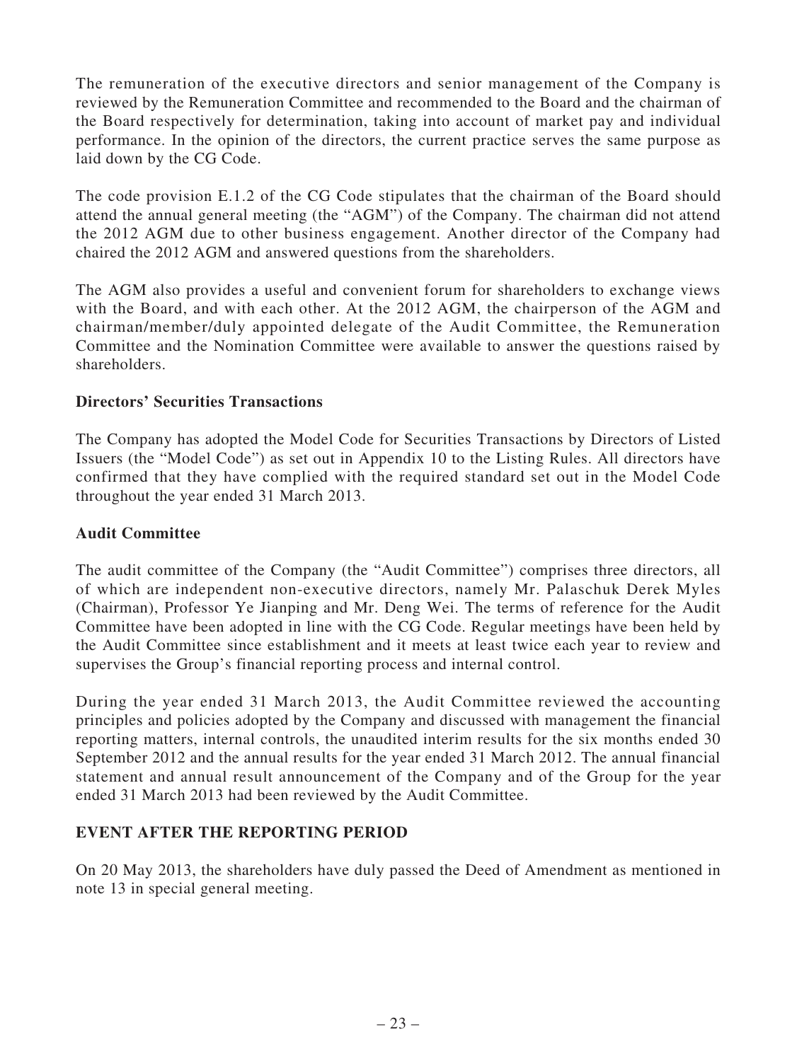The remuneration of the executive directors and senior management of the Company is reviewed by the Remuneration Committee and recommended to the Board and the chairman of the Board respectively for determination, taking into account of market pay and individual performance. In the opinion of the directors, the current practice serves the same purpose as laid down by the CG Code.

The code provision E.1.2 of the CG Code stipulates that the chairman of the Board should attend the annual general meeting (the "AGM") of the Company. The chairman did not attend the 2012 AGM due to other business engagement. Another director of the Company had chaired the 2012 AGM and answered questions from the shareholders.

The AGM also provides a useful and convenient forum for shareholders to exchange views with the Board, and with each other. At the 2012 AGM, the chairperson of the AGM and chairman/member/duly appointed delegate of the Audit Committee, the Remuneration Committee and the Nomination Committee were available to answer the questions raised by shareholders.

### Directors' Securities Transactions

The Company has adopted the Model Code for Securities Transactions by Directors of Listed Issuers (the "Model Code") as set out in Appendix 10 to the Listing Rules. All directors have confirmed that they have complied with the required standard set out in the Model Code throughout the year ended 31 March 2013.

### Audit Committee

The audit committee of the Company (the "Audit Committee") comprises three directors, all of which are independent non-executive directors, namely Mr. Palaschuk Derek Myles (Chairman), Professor Ye Jianping and Mr. Deng Wei. The terms of reference for the Audit Committee have been adopted in line with the CG Code. Regular meetings have been held by the Audit Committee since establishment and it meets at least twice each year to review and supervises the Group's financial reporting process and internal control.

During the year ended 31 March 2013, the Audit Committee reviewed the accounting principles and policies adopted by the Company and discussed with management the financial reporting matters, internal controls, the unaudited interim results for the six months ended 30 September 2012 and the annual results for the year ended 31 March 2012. The annual financial statement and annual result announcement of the Company and of the Group for the year ended 31 March 2013 had been reviewed by the Audit Committee.

## EVENT AFTER THE REPORTING PERIOD

On 20 May 2013, the shareholders have duly passed the Deed of Amendment as mentioned in note 13 in special general meeting.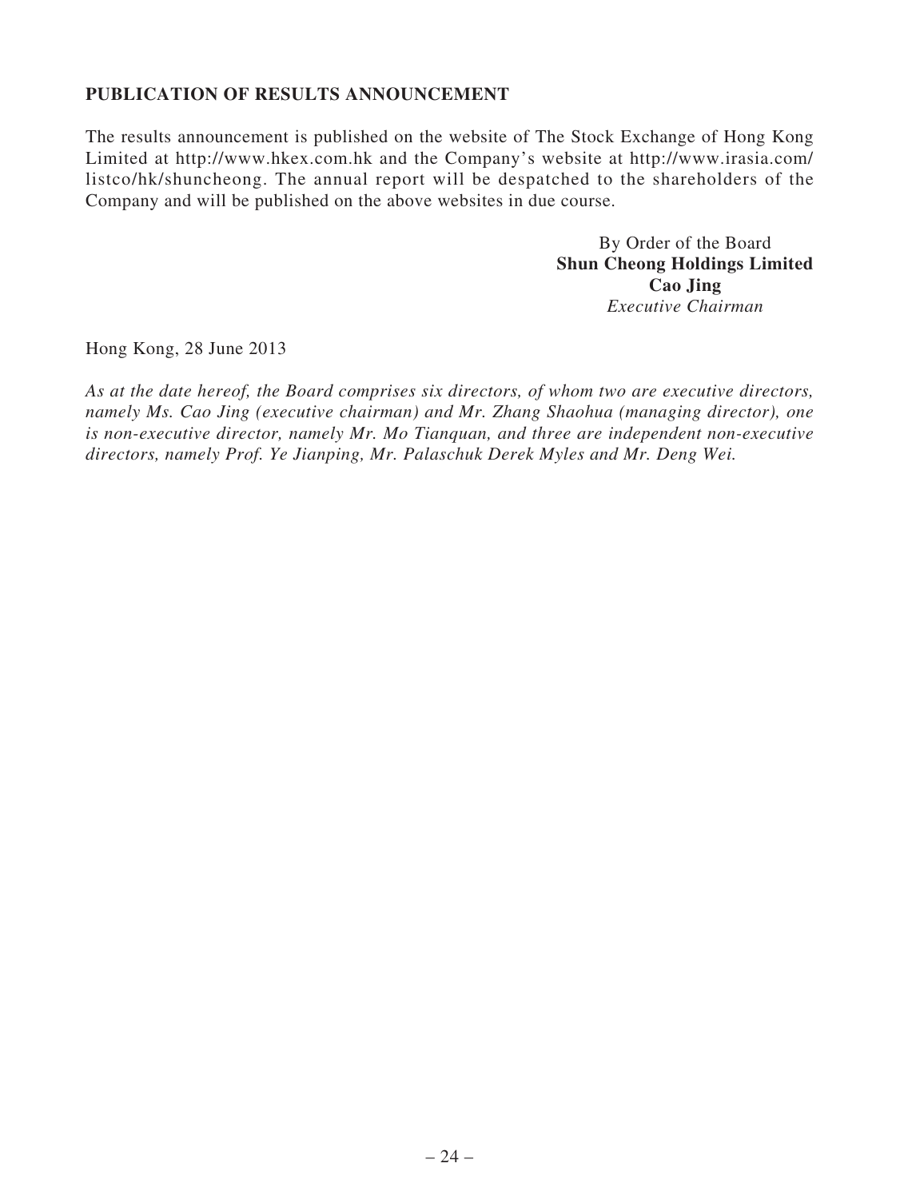## PUBLICATION OF RESULTS ANNOUNCEMENT

The results announcement is published on the website of The Stock Exchange of Hong Kong Limited at http://www.hkex.com.hk and the Company's website at http://www.irasia.com/listco/hk/shuncheong. The annual report will be despatched to the shareholders of the Company and will be published on the above websites in due course.

By Order of the Board
**Shun Cheong Holdings Limited**
**Cao Jing**
*Executive Chairman*

Hong Kong, 28 June 2013

*As at the date hereof, the Board comprises six directors, of whom two are executive directors, namely Ms. Cao Jing (executive chairman) and Mr. Zhang Shaohua (managing director), one is non-executive director, namely Mr. Mo Tianquan, and three are independent non-executive directors, namely Prof. Ye Jianping, Mr. Palaschuk Derek Myles and Mr. Deng Wei.*